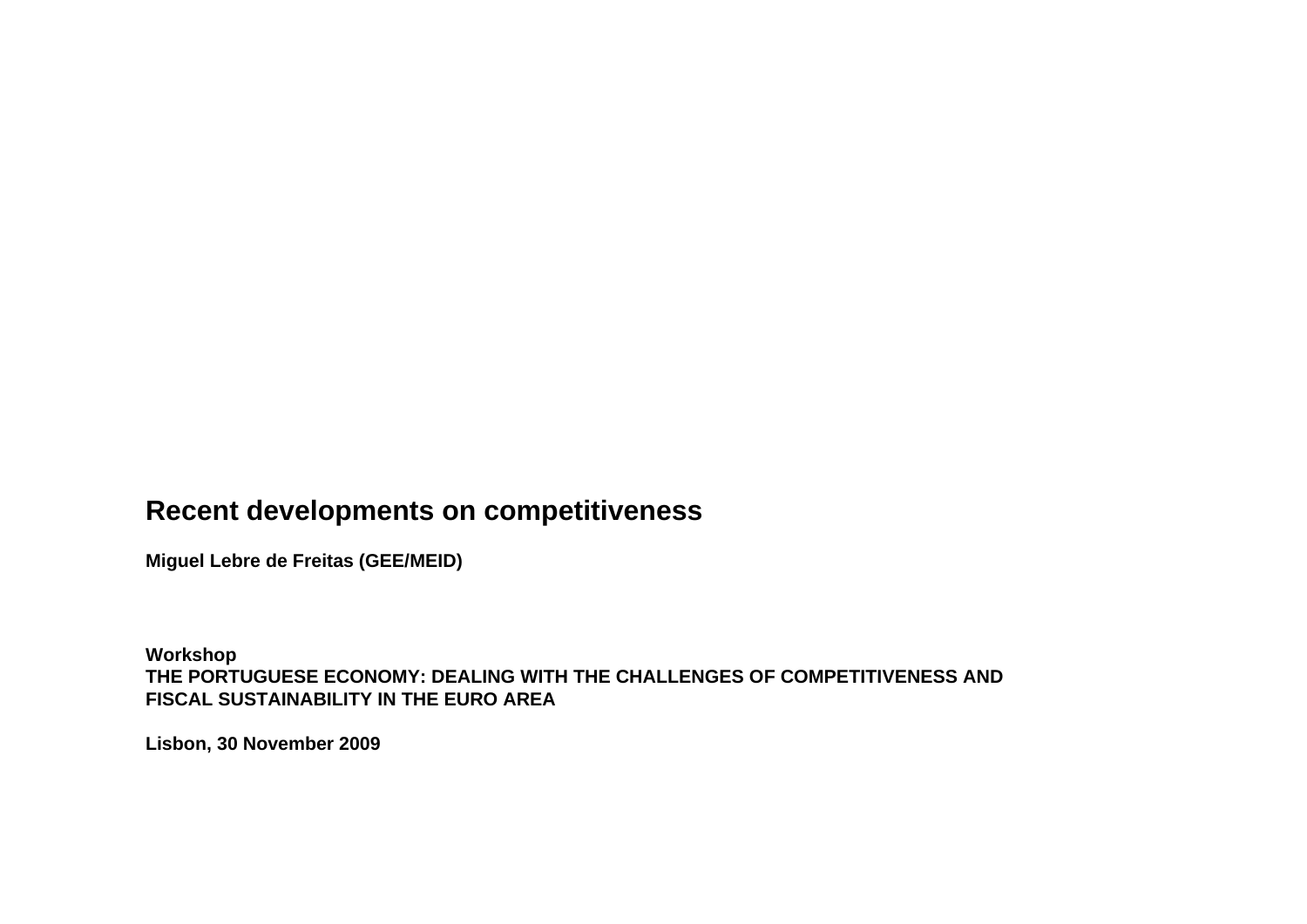# Recent developments on competitiveness

**Miguel Lebre de Freitas (GEE/MEID)**

**Workshop**
**THE PORTUGUESE ECONOMY: DEALING WITH THE CHALLENGES OF COMPETITIVENESS AND FISCAL SUSTAINABILITY IN THE EURO AREA**

**Lisbon, 30 November 2009**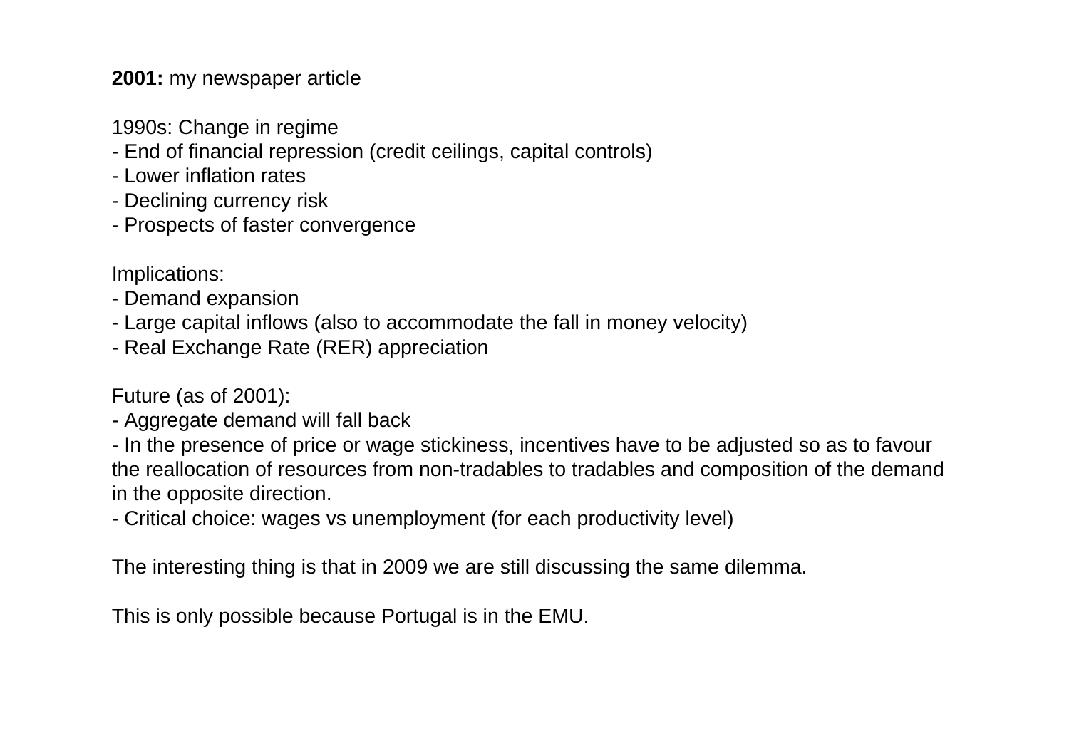**2001:** my newspaper article

1990s: Change in regime
- End of financial repression (credit ceilings, capital controls)
- Lower inflation rates
- Declining currency risk
- Prospects of faster convergence

Implications:
- Demand expansion
- Large capital inflows (also to accommodate the fall in money velocity)
- Real Exchange Rate (RER) appreciation

Future (as of 2001):
- Aggregate demand will fall back
- In the presence of price or wage stickiness, incentives have to be adjusted so as to favour the reallocation of resources from non-tradables to tradables and composition of the demand in the opposite direction.
- Critical choice: wages vs unemployment (for each productivity level)

The interesting thing is that in 2009 we are still discussing the same dilemma.

This is only possible because Portugal is in the EMU.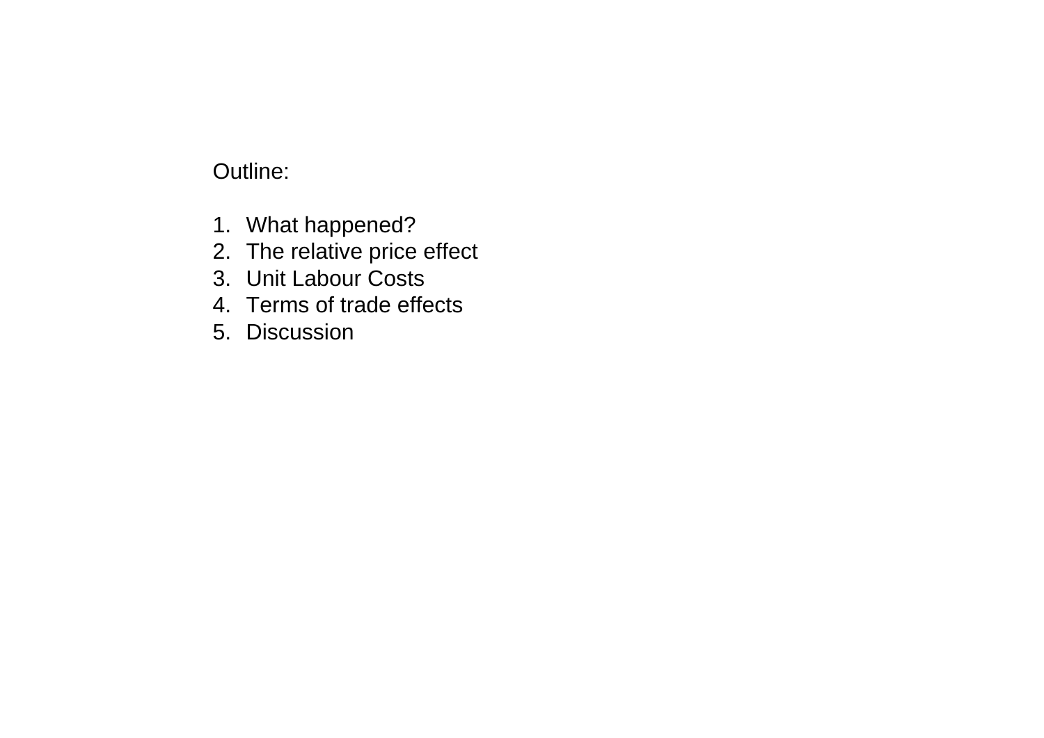Outline:

1. What happened?
2. The relative price effect
3. Unit Labour Costs
4. Terms of trade effects
5. Discussion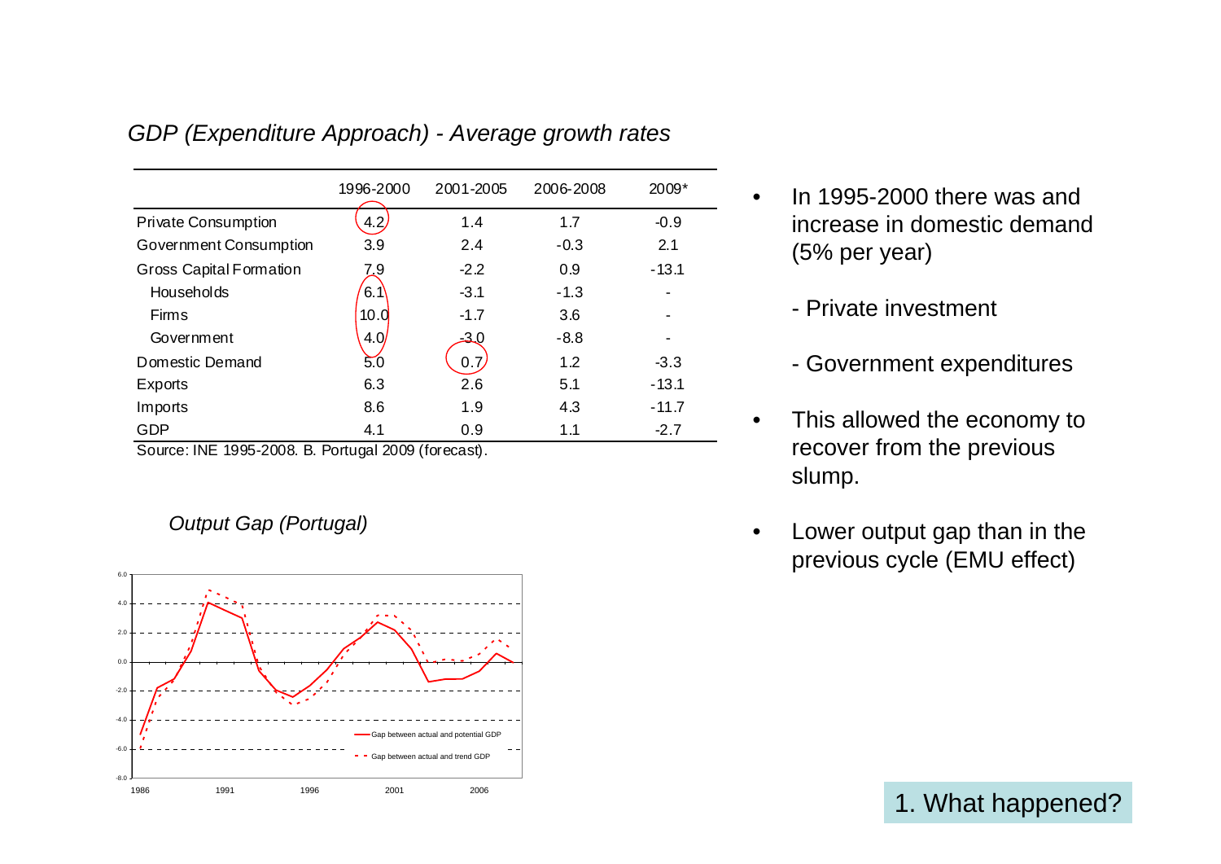*GDP (Expenditure Approach) - Average growth rates*

| | 1996-2000 | 2001-2005 | 2006-2008 | 2009* |
|---|---|---|---|---|
| Private Consumption | 4.2 | 1.4 | 1.7 | -0.9 |
| Government Consumption | 3.9 | 2.4 | -0.3 | 2.1 |
| Gross Capital Formation | 7.9 | -2.2 | 0.9 | -13.1 |
| Households | 6.1 | -3.1 | -1.3 | - |
| Firms | 10.0 | -1.7 | 3.6 | - |
| Government | 4.0 | -3.0 | -8.8 | - |
| Domestic Demand | 5.0 | 0.7 | 1.2 | -3.3 |
| Exports | 6.3 | 2.6 | 5.1 | -13.1 |
| Imports | 8.6 | 1.9 | 4.3 | -11.7 |
| GDP | 4.1 | 0.9 | 1.1 | -2.7 |

Source: INE 1995-2008. B. Portugal 2009 (forecast).

*Output Gap (Portugal)*

- In 1995-2000 there was and increase in domestic demand (5% per year)
  - Private investment
  - Government expenditures
- This allowed the economy to recover from the previous slump.
- Lower output gap than in the previous cycle (EMU effect)

1. What happened?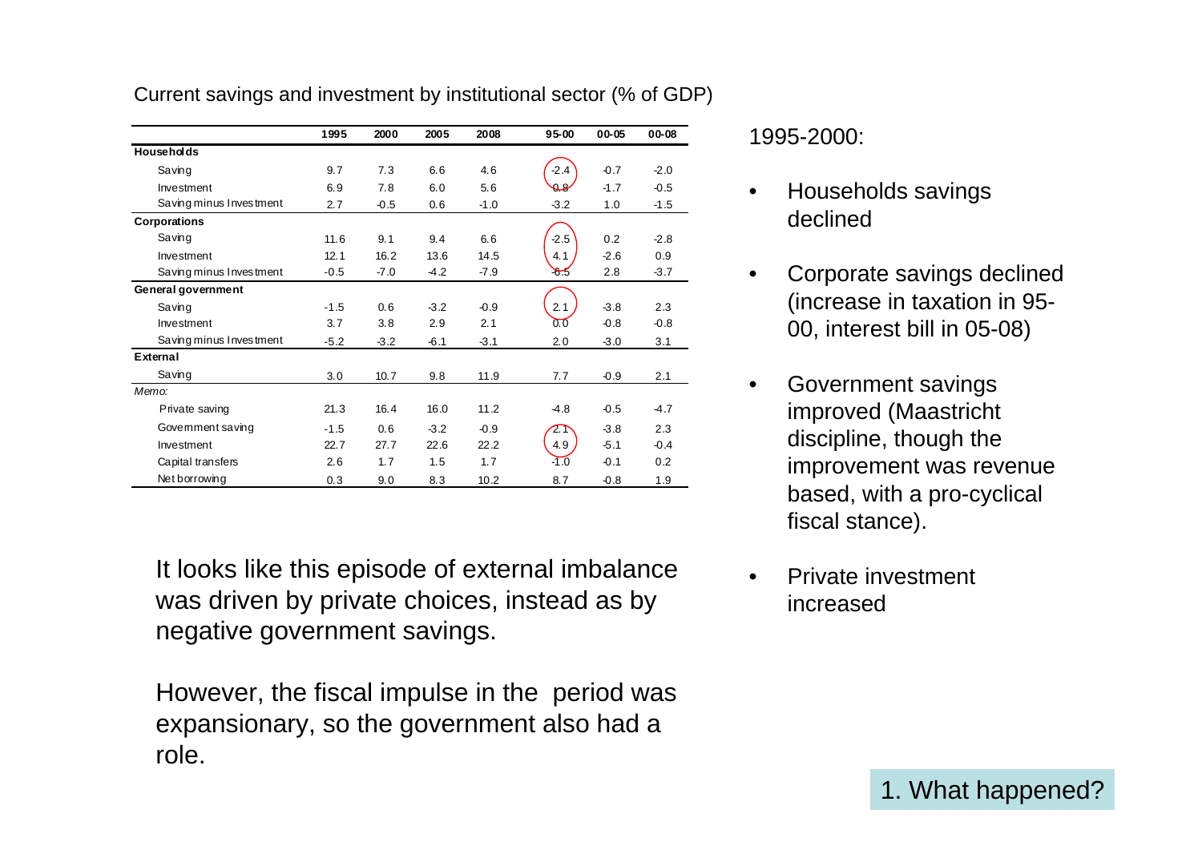Current savings and investment by institutional sector (% of GDP)

| | 1995 | 2000 | 2005 | 2008 | 95-00 | 00-05 | 00-08 |
|---|---|---|---|---|---|---|---|
| **Households** | | | | | | | |
| Saving | 9.7 | 7.3 | 6.6 | 4.6 | -2.4 | -0.7 | -2.0 |
| Investment | 6.9 | 7.8 | 6.0 | 5.6 | 0.8 | -1.7 | -0.5 |
| Saving minus Investment | 2.7 | -0.5 | 0.6 | -1.0 | -3.2 | 1.0 | -1.5 |
| **Corporations** | | | | | | | |
| Saving | 11.6 | 9.1 | 9.4 | 6.6 | -2.5 | 0.2 | -2.8 |
| Investment | 12.1 | 16.2 | 13.6 | 14.5 | 4.1 | -2.6 | 0.9 |
| Saving minus Investment | -0.5 | -7.0 | -4.2 | -7.9 | -6.5 | 2.8 | -3.7 |
| **General government** | | | | | | | |
| Saving | -1.5 | 0.6 | -3.2 | -0.9 | 2.1 | -3.8 | 2.3 |
| Investment | 3.7 | 3.8 | 2.9 | 2.1 | 0.0 | -0.8 | -0.8 |
| Saving minus Investment | -5.2 | -3.2 | -6.1 | -3.1 | 2.0 | -3.0 | 3.1 |
| **External** | | | | | | | |
| Saving | 3.0 | 10.7 | 9.8 | 11.9 | 7.7 | -0.9 | 2.1 |
| *Memo:* | | | | | | | |
| Private saving | 21.3 | 16.4 | 16.0 | 11.2 | -4.8 | -0.5 | -4.7 |
| Government saving | -1.5 | 0.6 | -3.2 | -0.9 | 2.1 | -3.8 | 2.3 |
| Investment | 22.7 | 27.7 | 22.6 | 22.2 | 4.9 | -5.1 | -0.4 |
| Capital transfers | 2.6 | 1.7 | 1.5 | 1.7 | -1.0 | -0.1 | 0.2 |
| Net borrowing | 0.3 | 9.0 | 8.3 | 10.2 | 8.7 | -0.8 | 1.9 |

It looks like this episode of external imbalance was driven by private choices, instead as by negative government savings.

However, the fiscal impulse in the period was expansionary, so the government also had a role.

1995-2000:

- Households savings declined
- Corporate savings declined (increase in taxation in 95-00, interest bill in 05-08)
- Government savings improved (Maastricht discipline, though the improvement was revenue based, with a pro-cyclical fiscal stance).
- Private investment increased

1. What happened?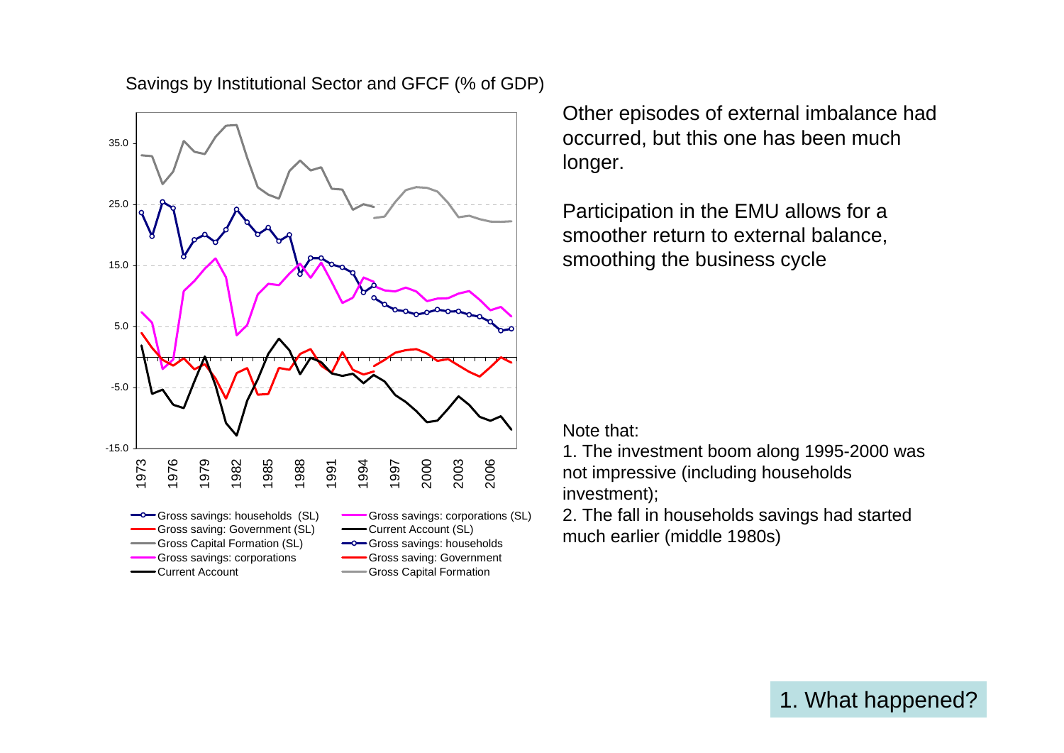Savings by Institutional Sector and GFCF (% of GDP)

Gross savings: households (SL) — Gross savings: corporations (SL) — Gross saving: Government (SL) — Current Account (SL) — Gross Capital Formation (SL) — Gross savings: households — Gross savings: corporations — Gross saving: Government — Current Account — Gross Capital Formation

Other episodes of external imbalance had occurred, but this one has been much longer.

Participation in the EMU allows for a smoother return to external balance, smoothing the business cycle

Note that:

1. The investment boom along 1995-2000 was not impressive (including households investment);
2. The fall in households savings had started much earlier (middle 1980s)

1. What happened?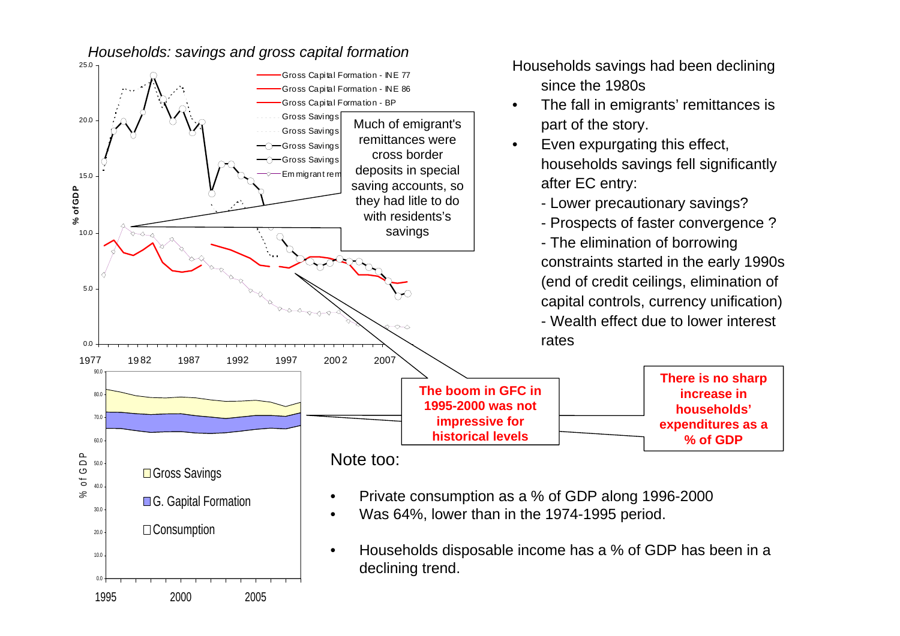*Households: savings and gross capital formation*

Much of emigrant's remittances were cross border deposits in special saving accounts, so they had litle to do with residents's savings

The boom in GFC in 1995-2000 was not impressive for historical levels

There is no sharp increase in households' expenditures as a % of GDP

Households savings had been declining since the 1980s

- The fall in emigrants' remittances is part of the story.
- Even expurgating this effect, households savings fell significantly after EC entry:
  - Lower precautionary savings?
  - Prospects of faster convergence ?
  - The elimination of borrowing constraints started in the early 1990s (end of credit ceilings, elimination of capital controls, currency unification)
  - Wealth effect due to lower interest rates

Note too:

- Private consumption as a % of GDP along 1996-2000
- Was 64%, lower than in the 1974-1995 period.
- Households disposable income has a % of GDP has been in a declining trend.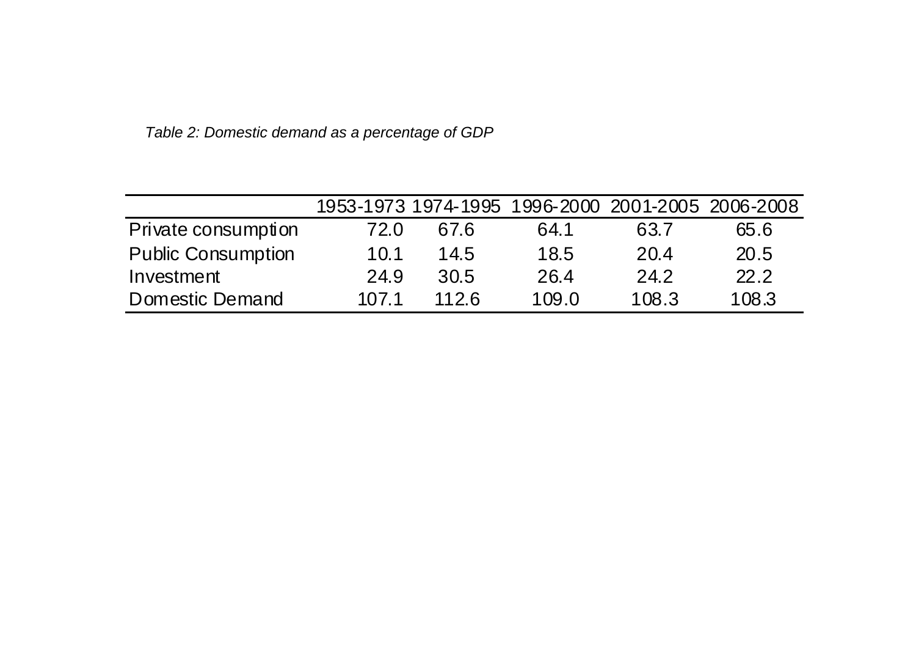*Table 2: Domestic demand as a percentage of GDP*

| | 1953-1973 | 1974-1995 | 1996-2000 | 2001-2005 | 2006-2008 |
|---|---|---|---|---|---|
| Private consumption | 72.0 | 67.6 | 64.1 | 63.7 | 65.6 |
| Public Consumption | 10.1 | 14.5 | 18.5 | 20.4 | 20.5 |
| Investment | 24.9 | 30.5 | 26.4 | 24.2 | 22.2 |
| Domestic Demand | 107.1 | 112.6 | 109.0 | 108.3 | 108.3 |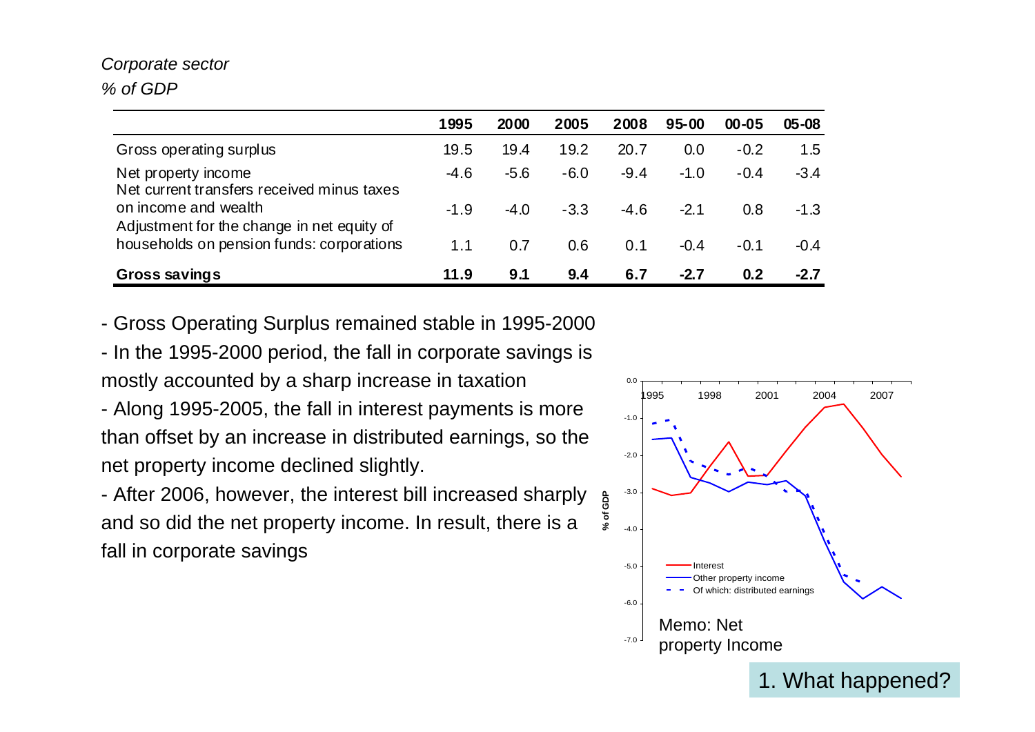*Corporate sector*

*% of GDP*

| | 1995 | 2000 | 2005 | 2008 | 95-00 | 00-05 | 05-08 |
|---|---|---|---|---|---|---|---|
| Gross operating surplus | 19.5 | 19.4 | 19.2 | 20.7 | 0.0 | -0.2 | 1.5 |
| Net property income | -4.6 | -5.6 | -6.0 | -9.4 | -1.0 | -0.4 | -3.4 |
| Net current transfers received minus taxes on income and wealth | -1.9 | -4.0 | -3.3 | -4.6 | -2.1 | 0.8 | -1.3 |
| Adjustment for the change in net equity of households on pension funds: corporations | 1.1 | 0.7 | 0.6 | 0.1 | -0.4 | -0.1 | -0.4 |
| **Gross savings** | **11.9** | **9.1** | **9.4** | **6.7** | **-2.7** | **0.2** | **-2.7** |

- Gross Operating Surplus remained stable in 1995-2000
- In the 1995-2000 period, the fall in corporate savings is mostly accounted by a sharp increase in taxation
- Along 1995-2005, the fall in interest payments is more than offset by an increase in distributed earnings, so the net property income declined slightly.
- After 2006, however, the interest bill increased sharply and so did the net property income. In result, there is a fall in corporate savings

Memo: Net property Income

1. What happened?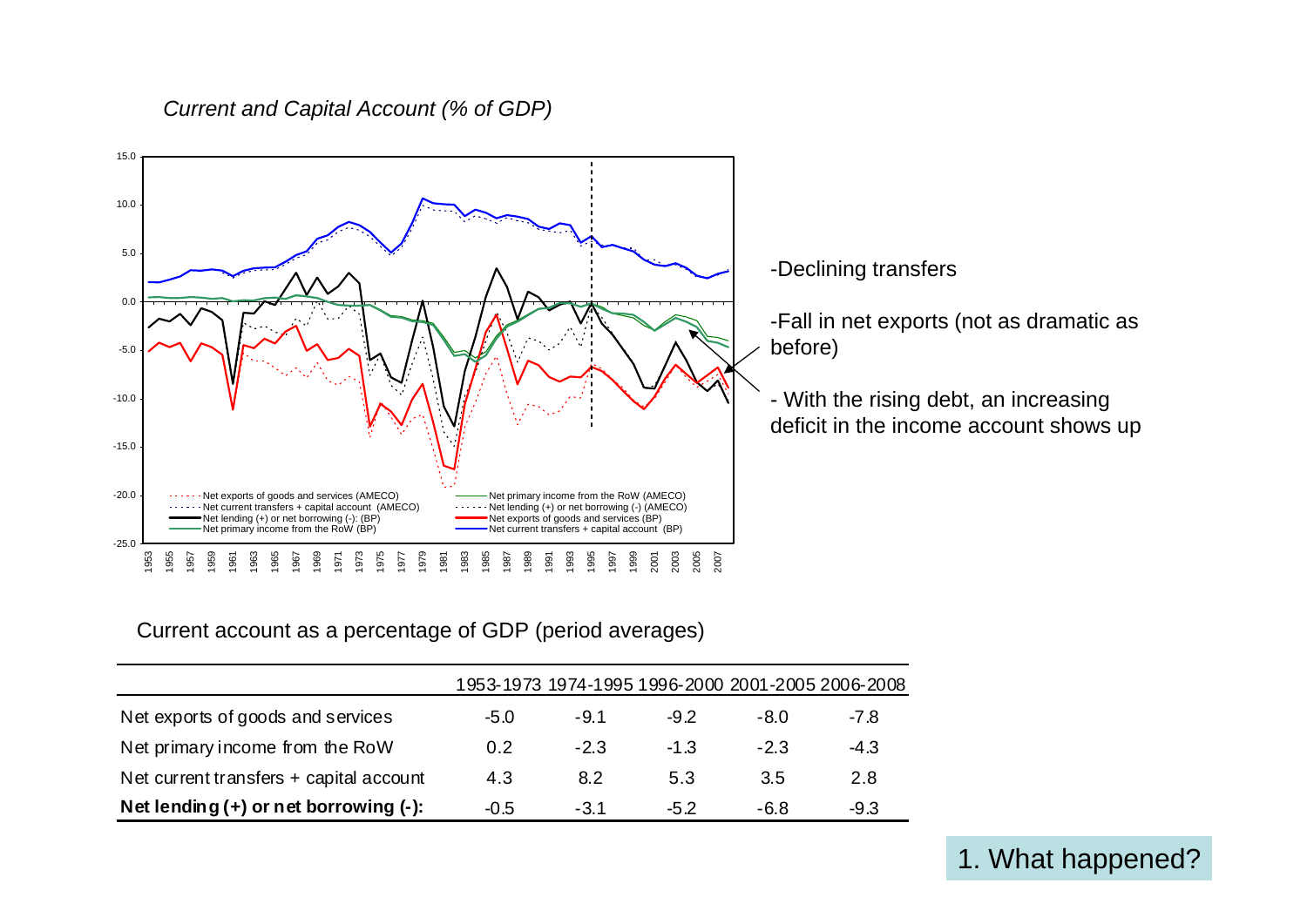*Current and Capital Account (% of GDP)*

-Declining transfers

-Fall in net exports (not as dramatic as before)

- With the rising debt, an increasing deficit in the income account shows up

Current account as a percentage of GDP (period averages)

| | 1953-1973 | 1974-1995 | 1996-2000 | 2001-2005 | 2006-2008 |
|---|---|---|---|---|---|
| Net exports of goods and services | -5.0 | -9.1 | -9.2 | -8.0 | -7.8 |
| Net primary income from the RoW | 0.2 | -2.3 | -1.3 | -2.3 | -4.3 |
| Net current transfers + capital account | 4.3 | 8.2 | 5.3 | 3.5 | 2.8 |
| **Net lending (+) or net borrowing (-):** | -0.5 | -3.1 | -5.2 | -6.8 | -9.3 |

1. What happened?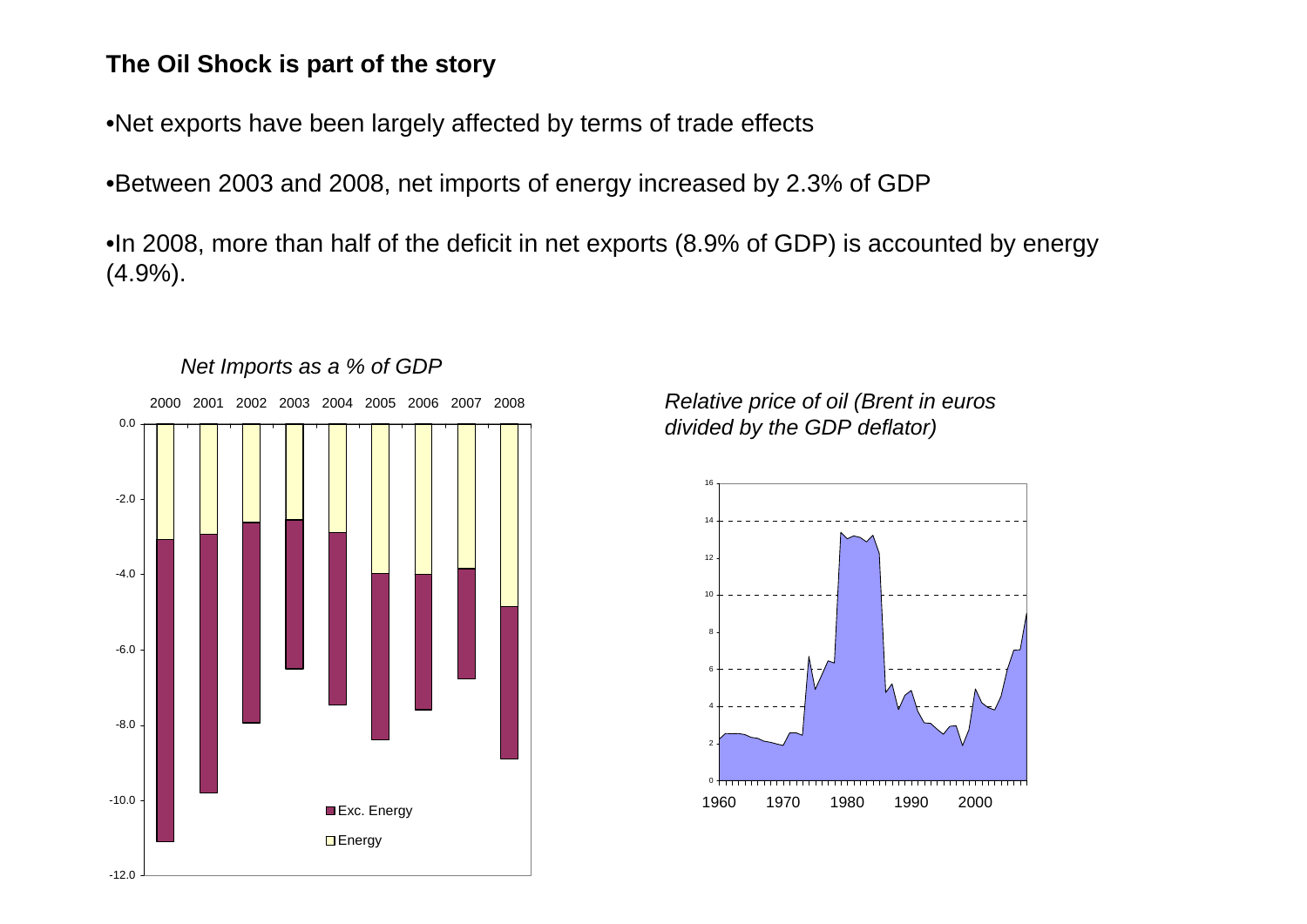**The Oil Shock is part of the story**

- Net exports have been largely affected by terms of trade effects
- Between 2003 and 2008, net imports of energy increased by 2.3% of GDP
- In 2008, more than half of the deficit in net exports (8.9% of GDP) is accounted by energy (4.9%).

*Net Imports as a % of GDP*

*Relative price of oil (Brent in euros divided by the GDP deflator)*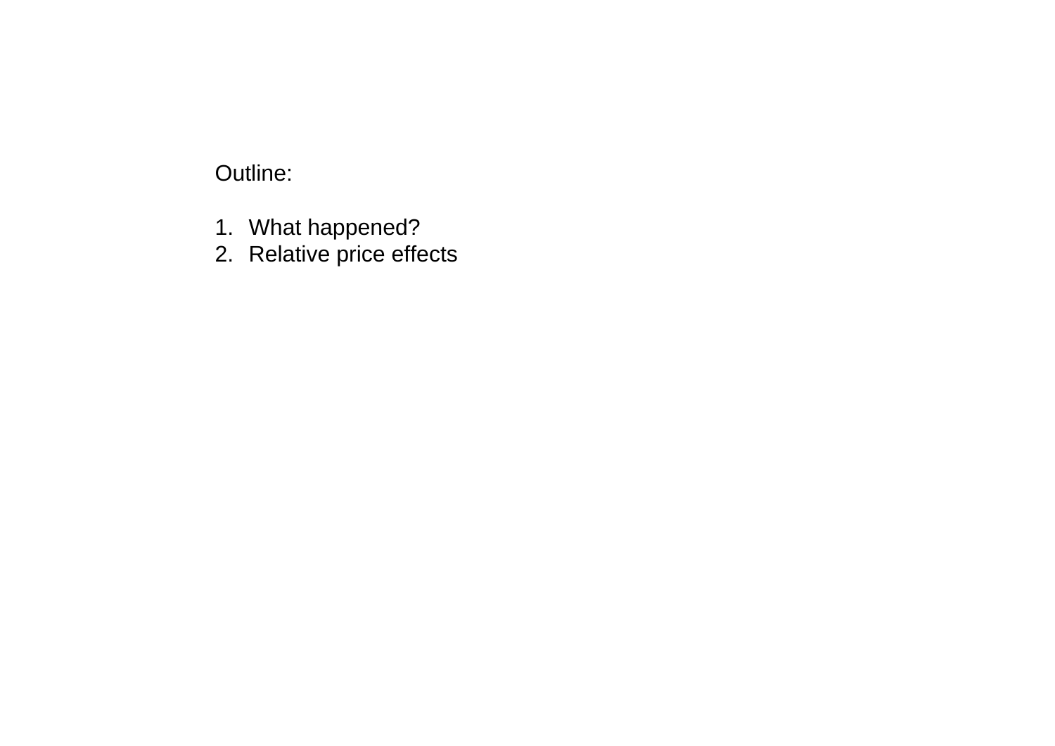Outline:

1. What happened?
2. Relative price effects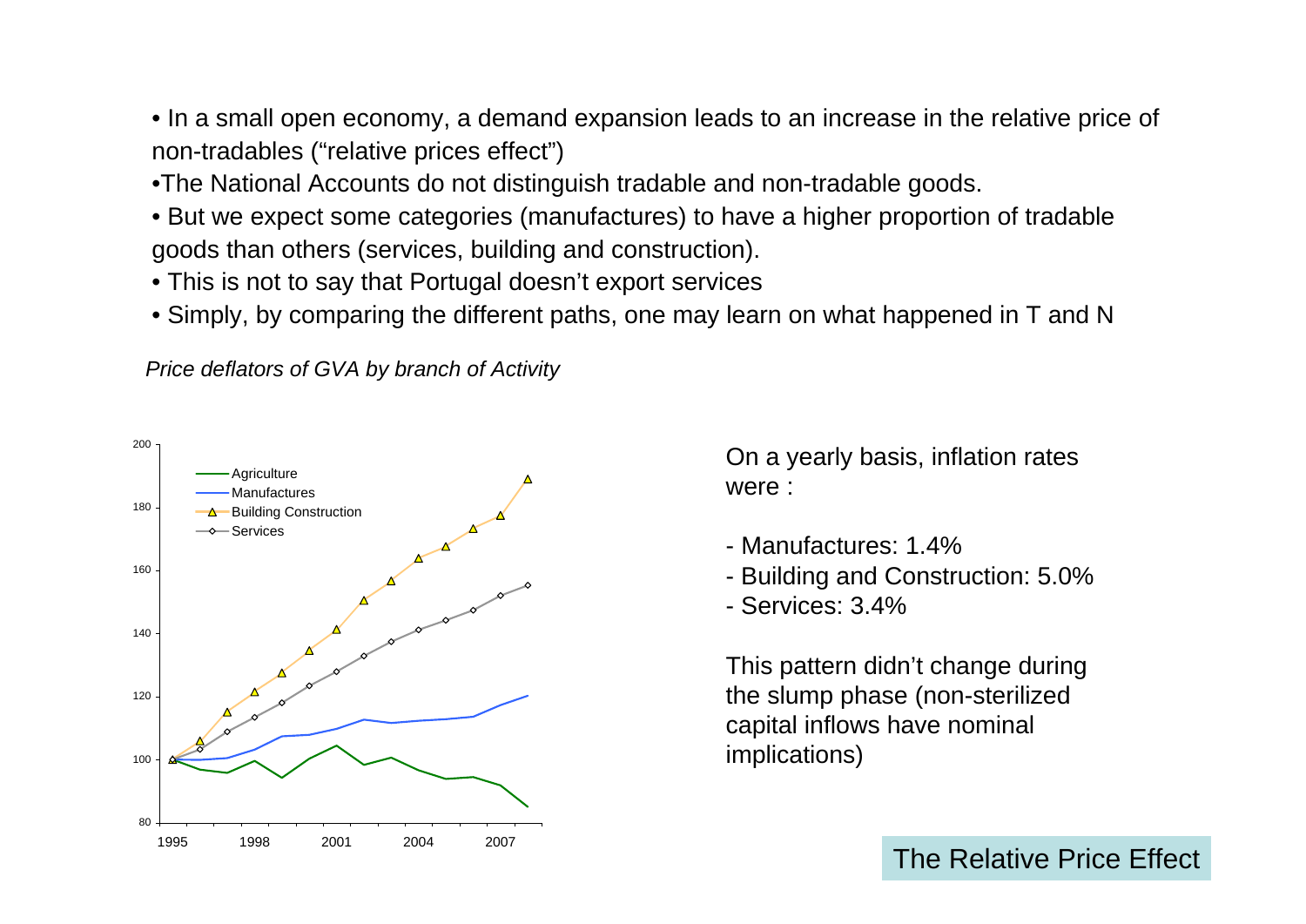- In a small open economy, a demand expansion leads to an increase in the relative price of non-tradables ("relative prices effect")
- The National Accounts do not distinguish tradable and non-tradable goods.
- But we expect some categories (manufactures) to have a higher proportion of tradable goods than others (services, building and construction).
- This is not to say that Portugal doesn't export services
- Simply, by comparing the different paths, one may learn on what happened in T and N

*Price deflators of GVA by branch of Activity*

On a yearly basis, inflation rates were :

- Manufactures: 1.4%
- Building and Construction: 5.0%
- Services: 3.4%

This pattern didn't change during the slump phase (non-sterilized capital inflows have nominal implications)

## The Relative Price Effect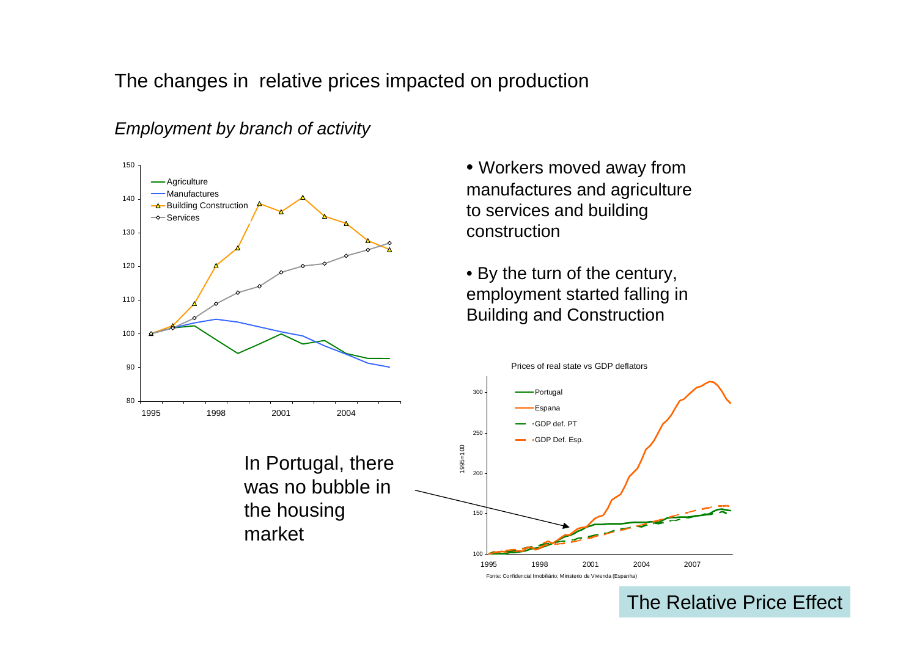# The changes in relative prices impacted on production

*Employment by branch of activity*

- Workers moved away from manufactures and agriculture to services and building construction
- By the turn of the century, employment started falling in Building and Construction

In Portugal, there was no bubble in the housing market

Prices of real state vs GDP deflators

Fonte: Confidencial Imobiliário; Ministerio de Vivienda (Espanha)

The Relative Price Effect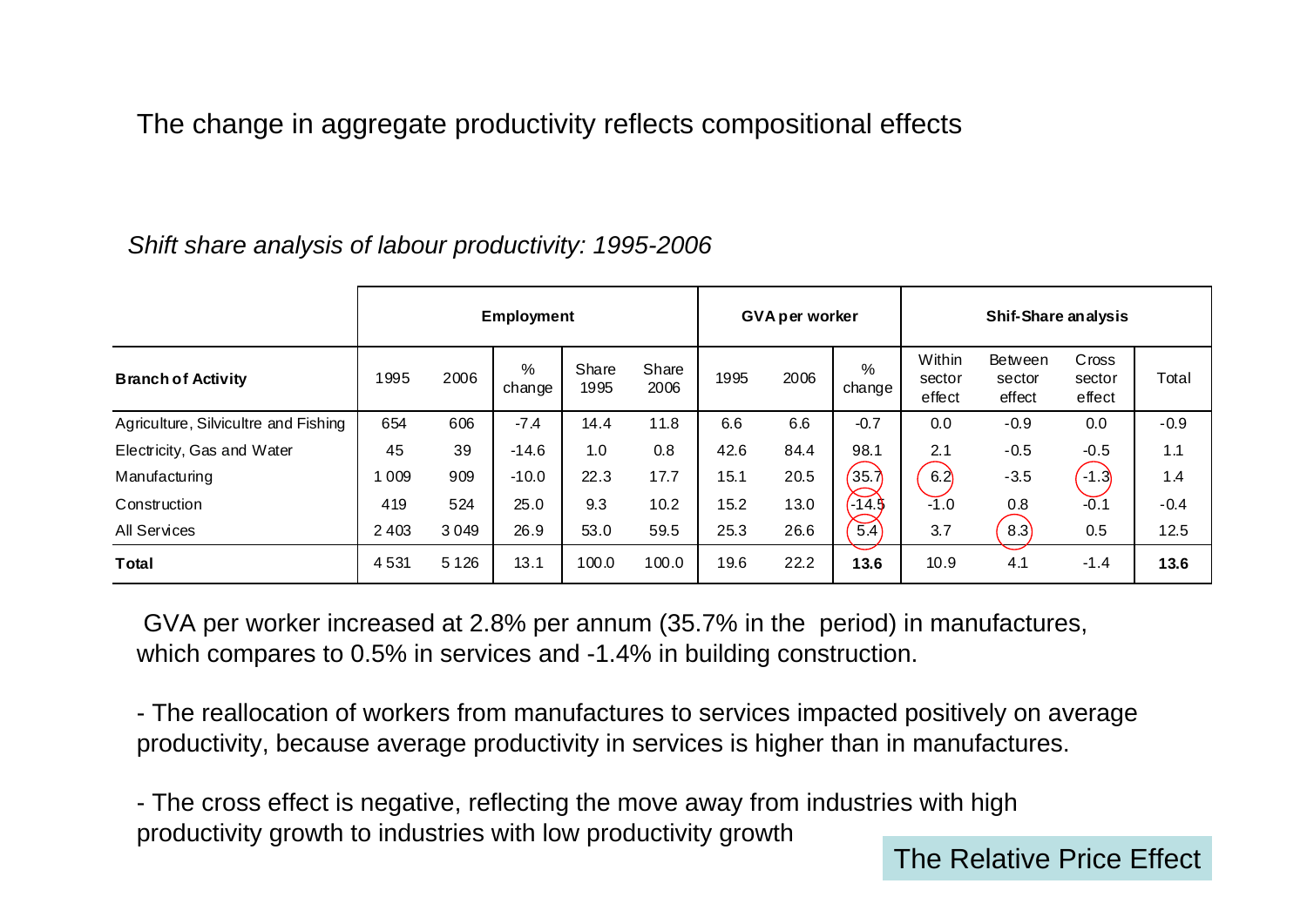# The change in aggregate productivity reflects compositional effects

*Shift share analysis of labour productivity: 1995-2006*

| | Employment | | | | | GVA per worker | | | Shif-Share analysis | | | |
|---|---|---|---|---|---|---|---|---|---|---|---|---|
| **Branch of Activity** | 1995 | 2006 | % change | Share 1995 | Share 2006 | 1995 | 2006 | % change | Within sector effect | Between sector effect | Cross sector effect | Total |
| Agriculture, Silvicultre and Fishing | 654 | 606 | -7.4 | 14.4 | 11.8 | 6.6 | 6.6 | -0.7 | 0.0 | -0.9 | 0.0 | -0.9 |
| Electricity, Gas and Water | 45 | 39 | -14.6 | 1.0 | 0.8 | 42.6 | 84.4 | 98.1 | 2.1 | -0.5 | -0.5 | 1.1 |
| Manufacturing | 1 009 | 909 | -10.0 | 22.3 | 17.7 | 15.1 | 20.5 | 35.7 | 6.2 | -3.5 | -1.3 | 1.4 |
| Construction | 419 | 524 | 25.0 | 9.3 | 10.2 | 15.2 | 13.0 | -14.5 | -1.0 | 0.8 | -0.1 | -0.4 |
| All Services | 2 403 | 3 049 | 26.9 | 53.0 | 59.5 | 25.3 | 26.6 | 5.4 | 3.7 | 8.3 | 0.5 | 12.5 |
| **Total** | 4 531 | 5 126 | 13.1 | 100.0 | 100.0 | 19.6 | 22.2 | **13.6** | 10.9 | 4.1 | -1.4 | **13.6** |

GVA per worker increased at 2.8% per annum (35.7% in the period) in manufactures, which compares to 0.5% in services and -1.4% in building construction.

- The reallocation of workers from manufactures to services impacted positively on average productivity, because average productivity in services is higher than in manufactures.

- The cross effect is negative, reflecting the move away from industries with high productivity growth to industries with low productivity growth

The Relative Price Effect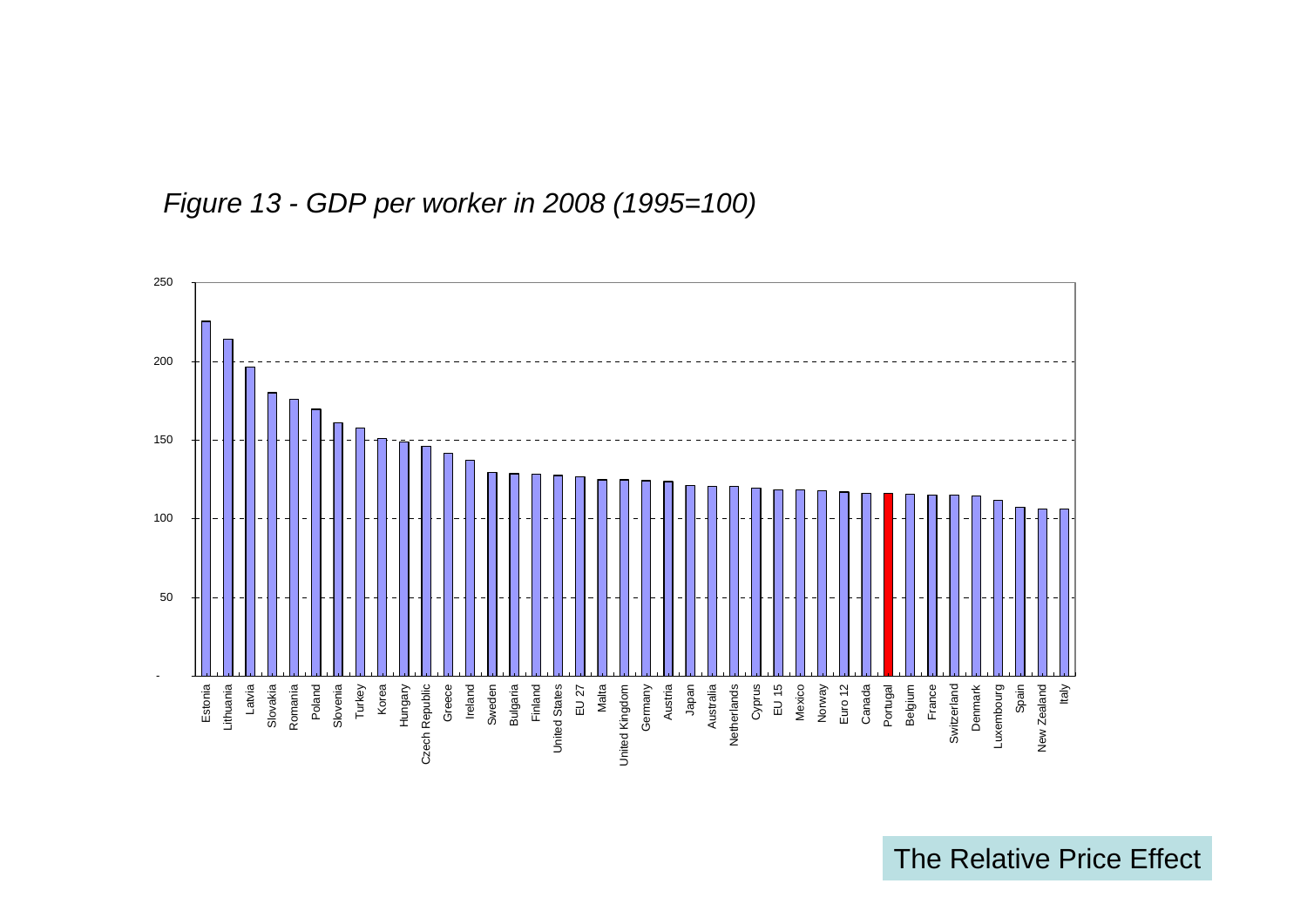*Figure 13 - GDP per worker in 2008 (1995=100)*

The Relative Price Effect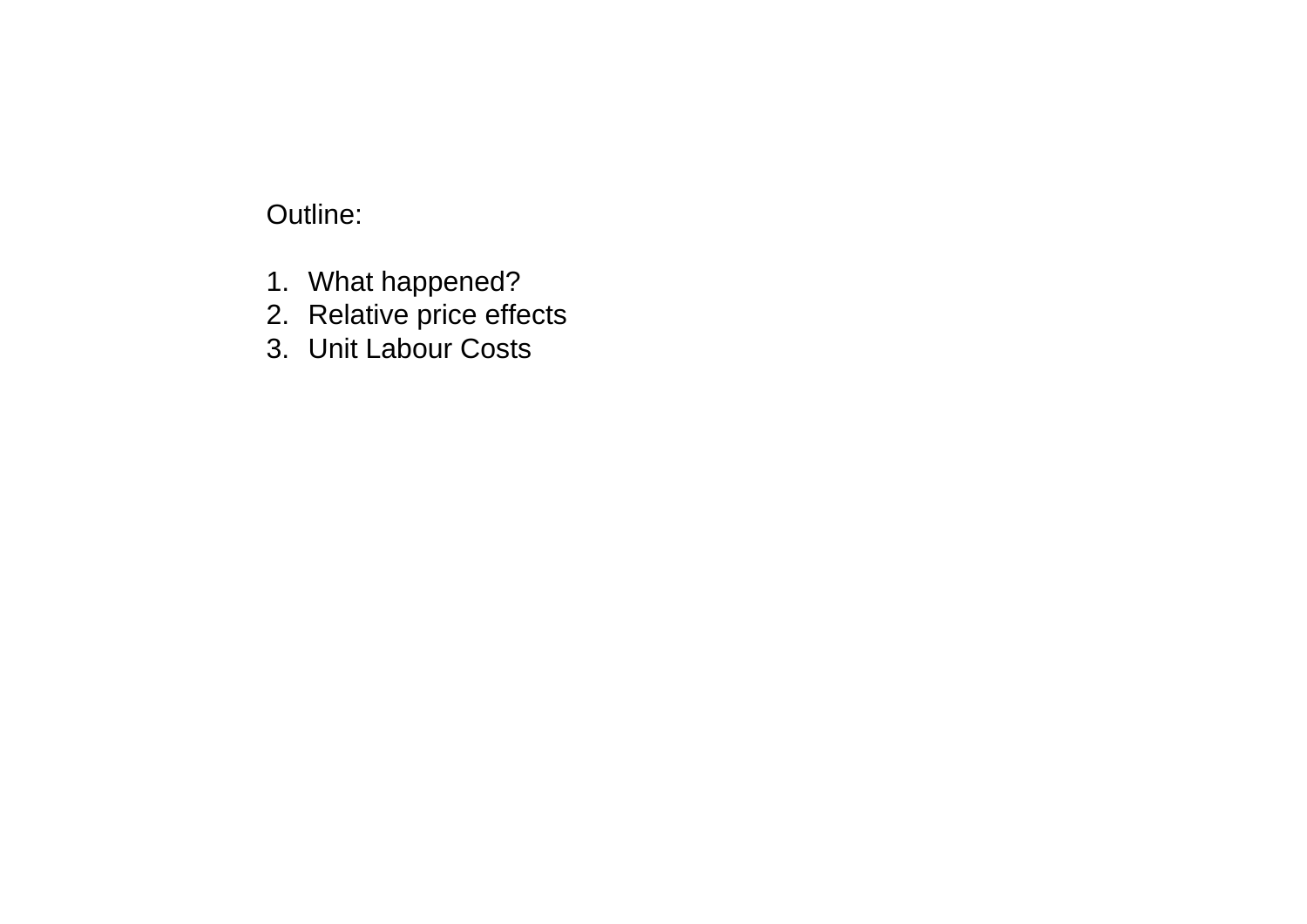Outline:

1. What happened?
2. Relative price effects
3. Unit Labour Costs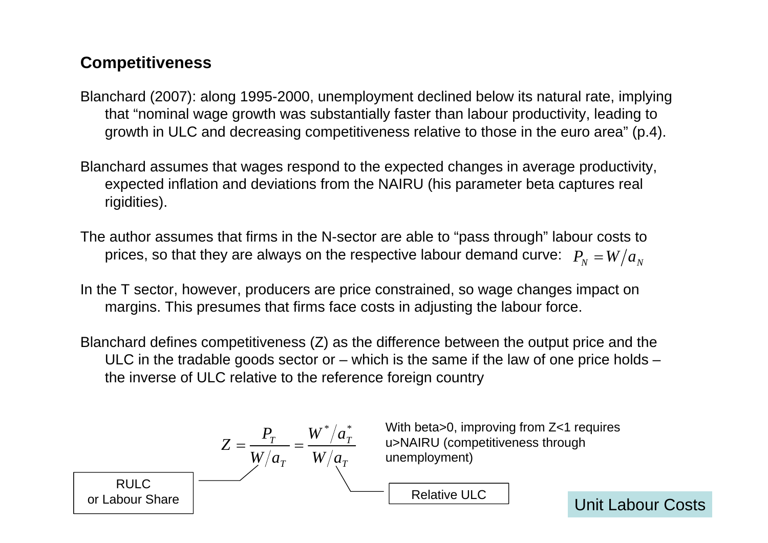## Competitiveness

Blanchard (2007): along 1995-2000, unemployment declined below its natural rate, implying that "nominal wage growth was substantially faster than labour productivity, leading to growth in ULC and decreasing competitiveness relative to those in the euro area" (p.4).

Blanchard assumes that wages respond to the expected changes in average productivity, expected inflation and deviations from the NAIRU (his parameter beta captures real rigidities).

The author assumes that firms in the N-sector are able to "pass through" labour costs to prices, so that they are always on the respective labour demand curve: $P_N = W/a_N$

In the T sector, however, producers are price constrained, so wage changes impact on margins. This presumes that firms face costs in adjusting the labour force.

Blanchard defines competitiveness (Z) as the difference between the output price and the ULC in the tradable goods sector or – which is the same if the law of one price holds – the inverse of ULC relative to the reference foreign country

$$Z = \frac{P_T}{W/a_T} = \frac{W^*/a_T^*}{W/a_T}$$

RULC or Labour Share

Relative ULC

With beta>0, improving from Z<1 requires u>NAIRU (competitiveness through unemployment)

Unit Labour Costs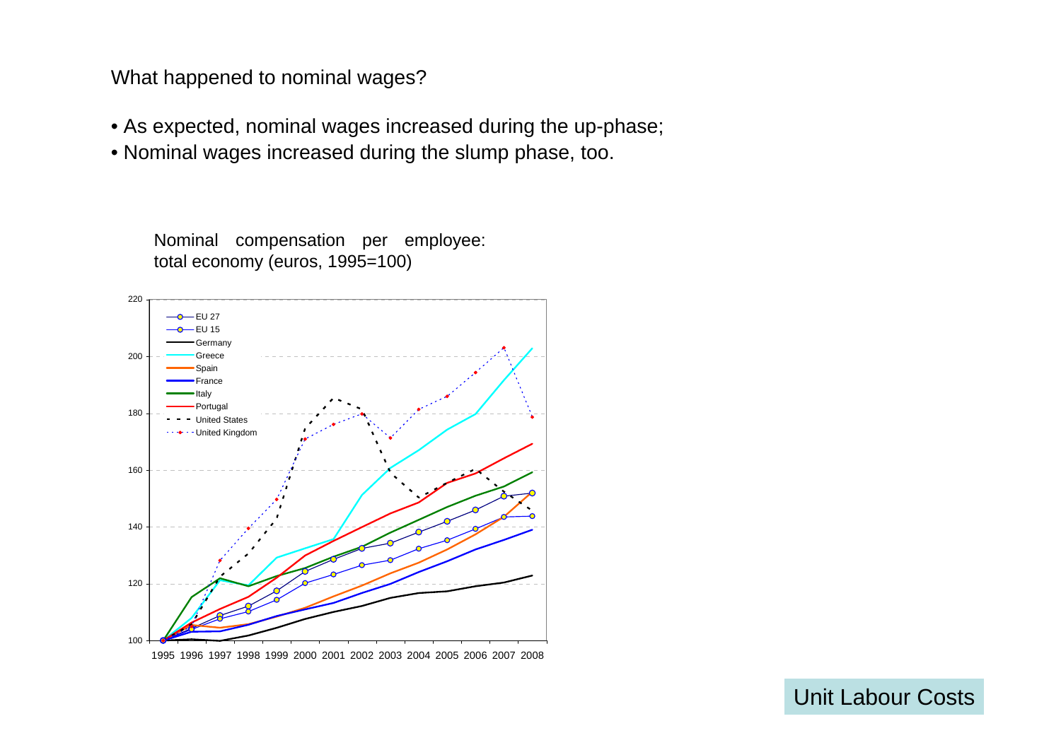What happened to nominal wages?

- As expected, nominal wages increased during the up-phase;
- Nominal wages increased during the slump phase, too.

Nominal compensation per employee: total economy (euros, 1995=100)

Unit Labour Costs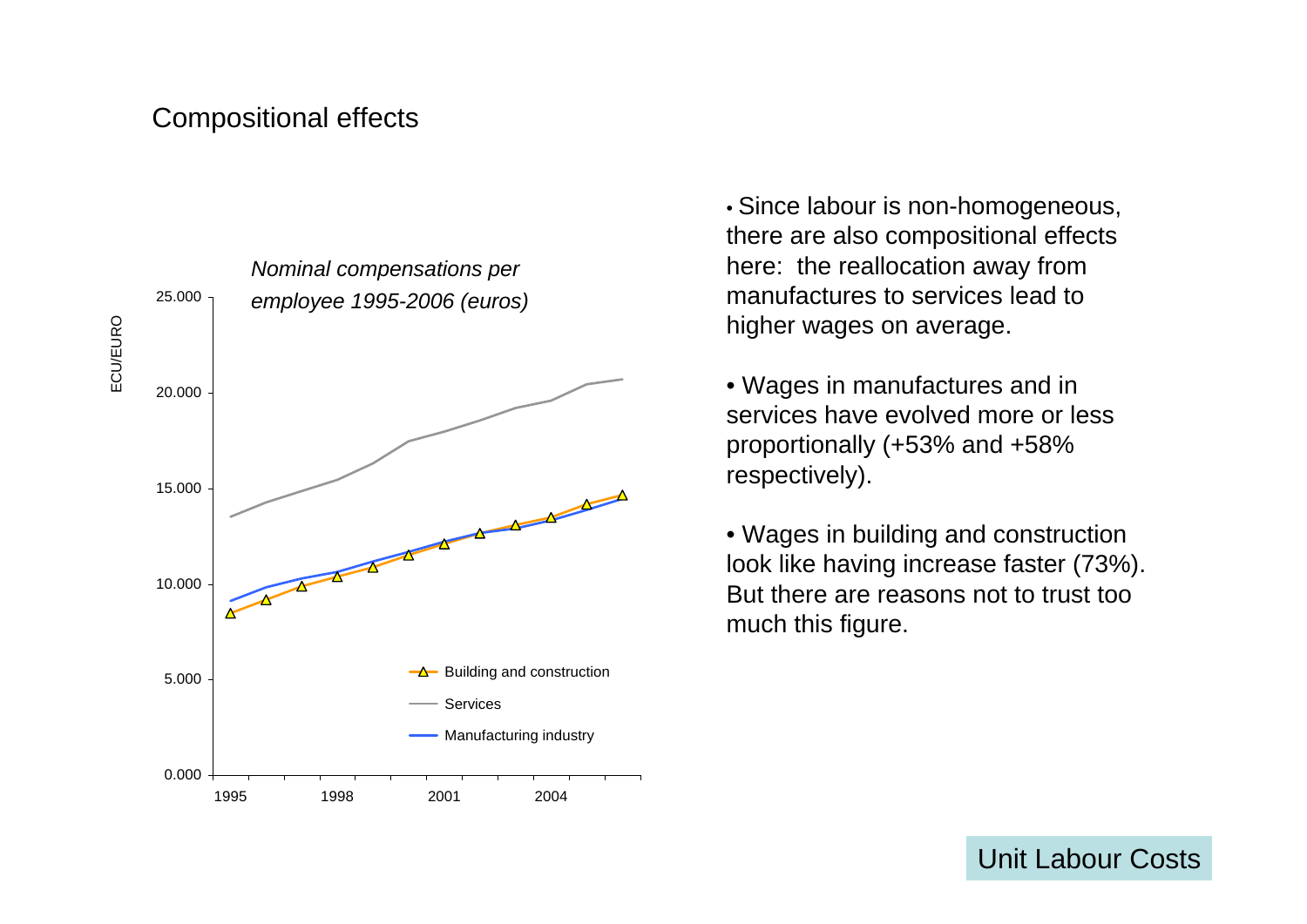# Compositional effects

*Nominal compensations per employee 1995-2006 (euros)*

- Since labour is non-homogeneous, there are also compositional effects here: the reallocation away from manufactures to services lead to higher wages on average.
- Wages in manufactures and in services have evolved more or less proportionally (+53% and +58% respectively).
- Wages in building and construction look like having increase faster (73%). But there are reasons not to trust too much this figure.

Unit Labour Costs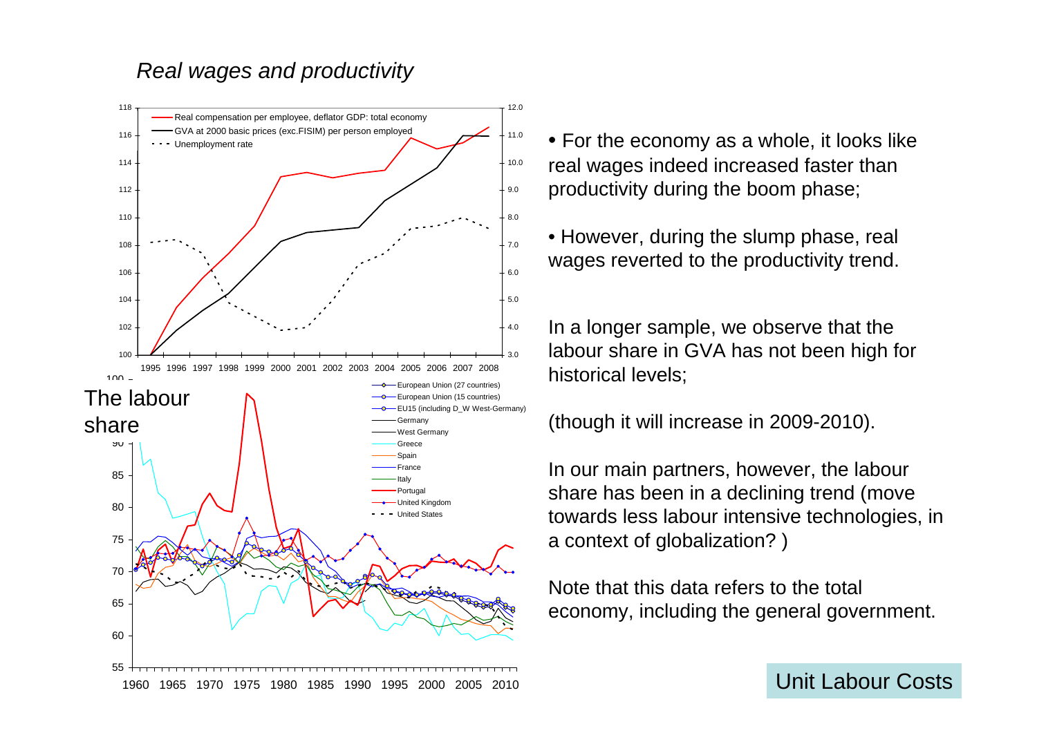*Real wages and productivity*

- For the economy as a whole, it looks like real wages indeed increased faster than productivity during the boom phase;
- However, during the slump phase, real wages reverted to the productivity trend.

In a longer sample, we observe that the labour share in GVA has not been high for historical levels;

(though it will increase in 2009-2010).

In our main partners, however, the labour share has been in a declining trend (move towards less labour intensive technologies, in a context of globalization? )

Note that this data refers to the total economy, including the general government.

The labour share

Unit Labour Costs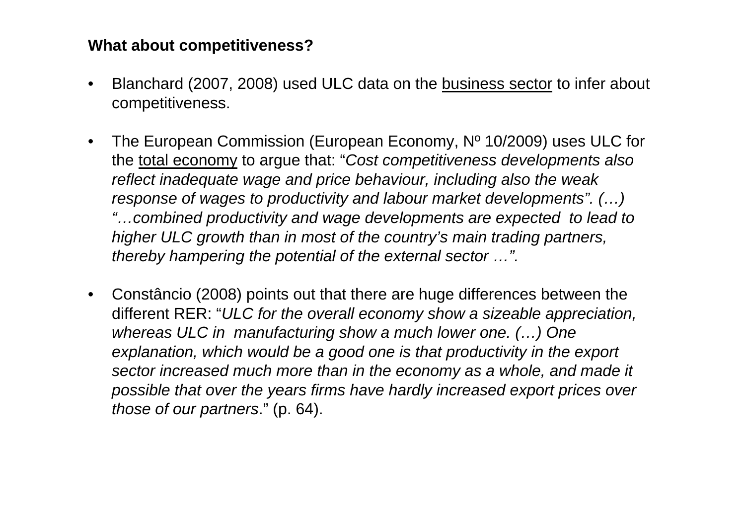**What about competitiveness?**

- Blanchard (2007, 2008) used ULC data on the business sector to infer about competitiveness.

- The European Commission (European Economy, Nº 10/2009) uses ULC for the total economy to argue that: "*Cost competitiveness developments also reflect inadequate wage and price behaviour, including also the weak response of wages to productivity and labour market developments". (…) "…combined productivity and wage developments are expected to lead to higher ULC growth than in most of the country's main trading partners, thereby hampering the potential of the external sector …".*

- Constâncio (2008) points out that there are huge differences between the different RER: "*ULC for the overall economy show a sizeable appreciation, whereas ULC in manufacturing show a much lower one. (…) One explanation, which would be a good one is that productivity in the export sector increased much more than in the economy as a whole, and made it possible that over the years firms have hardly increased export prices over those of our partners*." (p. 64).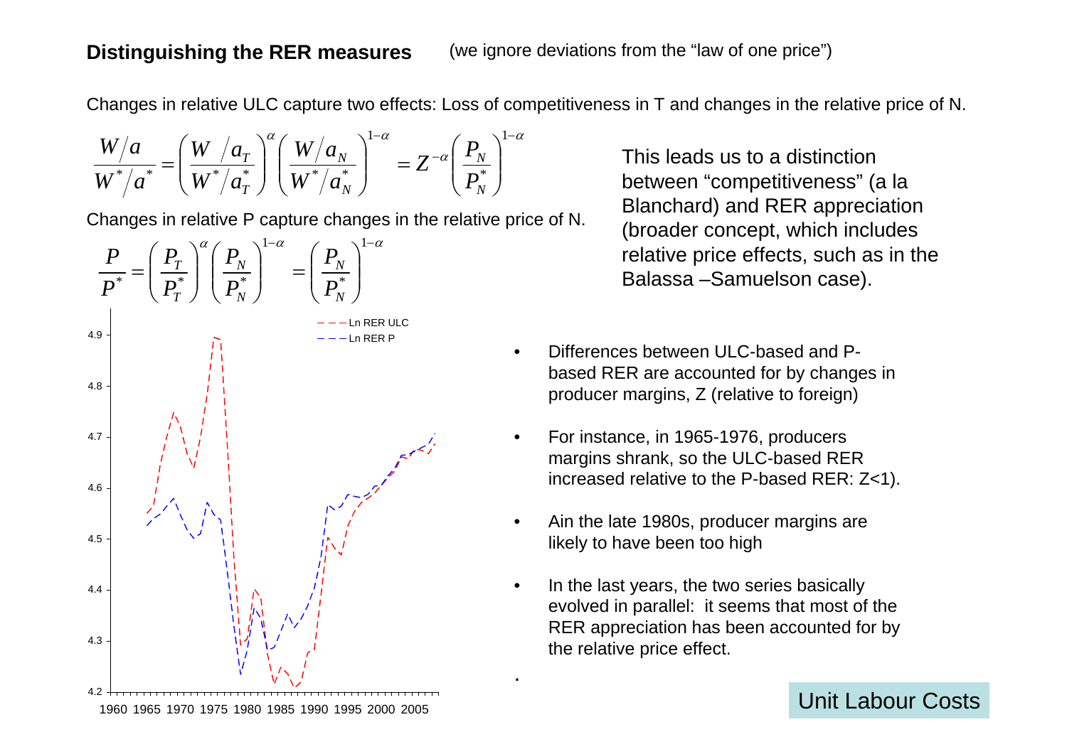## Distinguishing the RER measures

(we ignore deviations from the "law of one price")

Changes in relative ULC capture two effects: Loss of competitiveness in T and changes in the relative price of N.

$$\frac{W/a}{W^*/a^*} = \left(\frac{W\;/a_T}{W^*/a_T^*}\right)^{\alpha}\left(\frac{W/a_N}{W^*/a_N^*}\right)^{1-\alpha} = Z^{-\alpha}\left(\frac{P_N}{P_N^*}\right)^{1-\alpha}$$

Changes in relative P capture changes in the relative price of N.

$$\frac{P}{P^*} = \left(\frac{P_T}{P_T^*}\right)^{\alpha}\left(\frac{P_N}{P_N^*}\right)^{1-\alpha} = \left(\frac{P_N}{P_N^*}\right)^{1-\alpha}$$

This leads us to a distinction between "competitiveness" (a la Blanchard) and RER appreciation (broader concept, which includes relative price effects, such as in the Balassa –Samuelson case).

Legend: Ln RER ULC; Ln RER P

- Differences between ULC-based and P-based RER are accounted for by changes in producer margins, Z (relative to foreign)
- For instance, in 1965-1976, producers margins shrank, so the ULC-based RER increased relative to the P-based RER: Z<1).
- Ain the late 1980s, producer margins are likely to have been too high
- In the last years, the two series basically evolved in parallel: it seems that most of the RER appreciation has been accounted for by the relative price effect.

Unit Labour Costs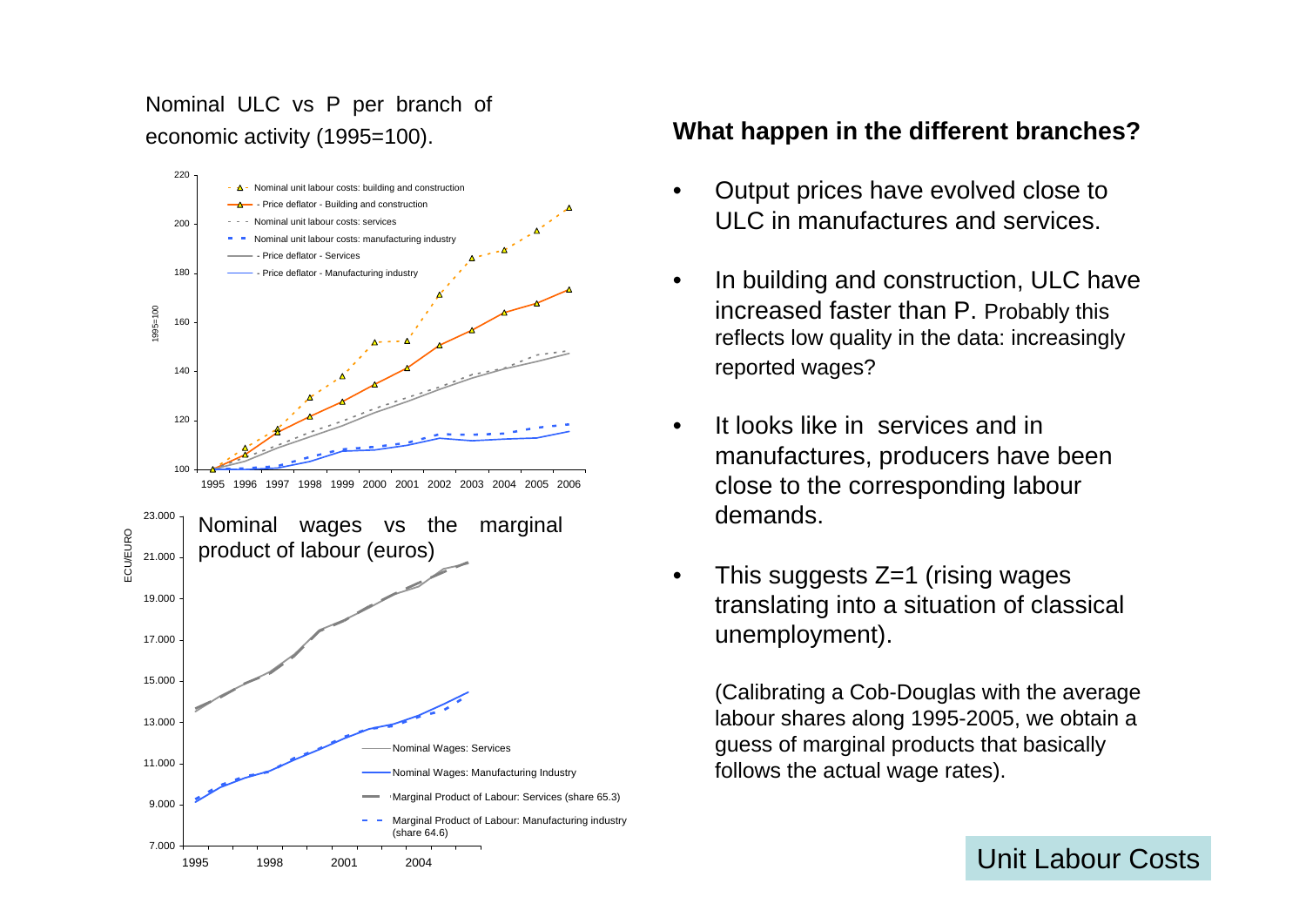Nominal ULC vs P per branch of economic activity (1995=100).

Nominal wages vs the marginal product of labour (euros)

**What happen in the different branches?**

- Output prices have evolved close to ULC in manufactures and services.
- In building and construction, ULC have increased faster than P. Probably this reflects low quality in the data: increasingly reported wages?
- It looks like in services and in manufactures, producers have been close to the corresponding labour demands.
- This suggests Z=1 (rising wages translating into a situation of classical unemployment).

  (Calibrating a Cob-Douglas with the average labour shares along 1995-2005, we obtain a guess of marginal products that basically follows the actual wage rates).

Unit Labour Costs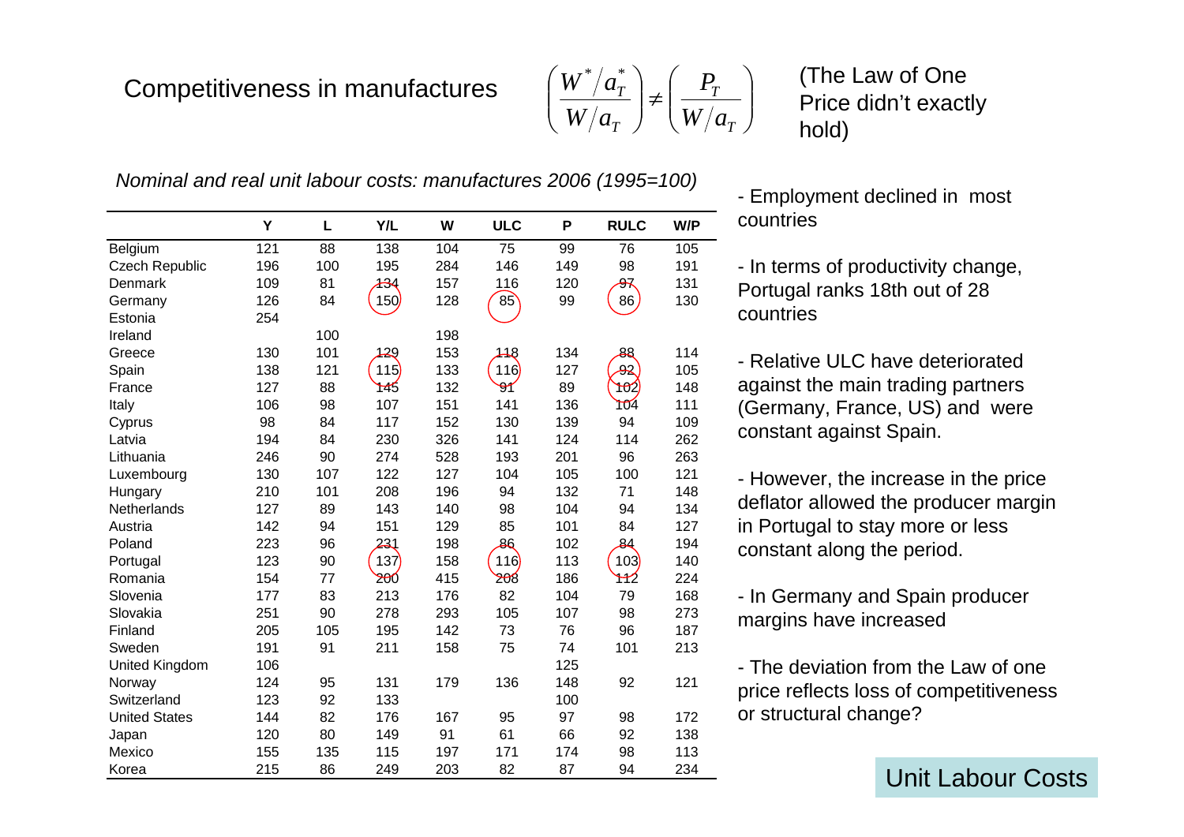# Competitiveness in manufactures

$$\left(\frac{W^*/a_T^*}{W/a_T}\right) \neq \left(\frac{P_T}{W/a_T}\right)$$

(The Law of One Price didn't exactly hold)

*Nominal and real unit labour costs: manufactures 2006 (1995=100)*

| | Y | L | Y/L | W | ULC | P | RULC | W/P |
|---|---|---|---|---|---|---|---|---|
| Belgium | 121 | 88 | 138 | 104 | 75 | 99 | 76 | 105 |
| Czech Republic | 196 | 100 | 195 | 284 | 146 | 149 | 98 | 191 |
| Denmark | 109 | 81 | 134 | 157 | 116 | 120 | 97 | 131 |
| Germany | 126 | 84 | 150 | 128 | 85 | 99 | 86 | 130 |
| Estonia | 254 | | | | | | | |
| Ireland | | 100 | | 198 | | | | |
| Greece | 130 | 101 | 129 | 153 | 118 | 134 | 88 | 114 |
| Spain | 138 | 121 | 115 | 133 | 116 | 127 | 92 | 105 |
| France | 127 | 88 | 145 | 132 | 91 | 89 | 102 | 148 |
| Italy | 106 | 98 | 107 | 151 | 141 | 136 | 104 | 111 |
| Cyprus | 98 | 84 | 117 | 152 | 130 | 139 | 94 | 109 |
| Latvia | 194 | 84 | 230 | 326 | 141 | 124 | 114 | 262 |
| Lithuania | 246 | 90 | 274 | 528 | 193 | 201 | 96 | 263 |
| Luxembourg | 130 | 107 | 122 | 127 | 104 | 105 | 100 | 121 |
| Hungary | 210 | 101 | 208 | 196 | 94 | 132 | 71 | 148 |
| Netherlands | 127 | 89 | 143 | 140 | 98 | 104 | 94 | 134 |
| Austria | 142 | 94 | 151 | 129 | 85 | 101 | 84 | 127 |
| Poland | 223 | 96 | 231 | 198 | 86 | 102 | 84 | 194 |
| Portugal | 123 | 90 | 137 | 158 | 116 | 113 | 103 | 140 |
| Romania | 154 | 77 | 200 | 415 | 208 | 186 | 112 | 224 |
| Slovenia | 177 | 83 | 213 | 176 | 82 | 104 | 79 | 168 |
| Slovakia | 251 | 90 | 278 | 293 | 105 | 107 | 98 | 273 |
| Finland | 205 | 105 | 195 | 142 | 73 | 76 | 96 | 187 |
| Sweden | 191 | 91 | 211 | 158 | 75 | 74 | 101 | 213 |
| United Kingdom | 106 | | | | | 125 | | |
| Norway | 124 | 95 | 131 | 179 | 136 | 148 | 92 | 121 |
| Switzerland | 123 | 92 | 133 | | | 100 | | |
| United States | 144 | 82 | 176 | 167 | 95 | 97 | 98 | 172 |
| Japan | 120 | 80 | 149 | 91 | 61 | 66 | 92 | 138 |
| Mexico | 155 | 135 | 115 | 197 | 171 | 174 | 98 | 113 |
| Korea | 215 | 86 | 249 | 203 | 82 | 87 | 94 | 234 |

- Employment declined in most countries

- In terms of productivity change, Portugal ranks 18th out of 28 countries

- Relative ULC have deteriorated against the main trading partners (Germany, France, US) and were constant against Spain.

- However, the increase in the price deflator allowed the producer margin in Portugal to stay more or less constant along the period.

- In Germany and Spain producer margins have increased

- The deviation from the Law of one price reflects loss of competitiveness or structural change?

Unit Labour Costs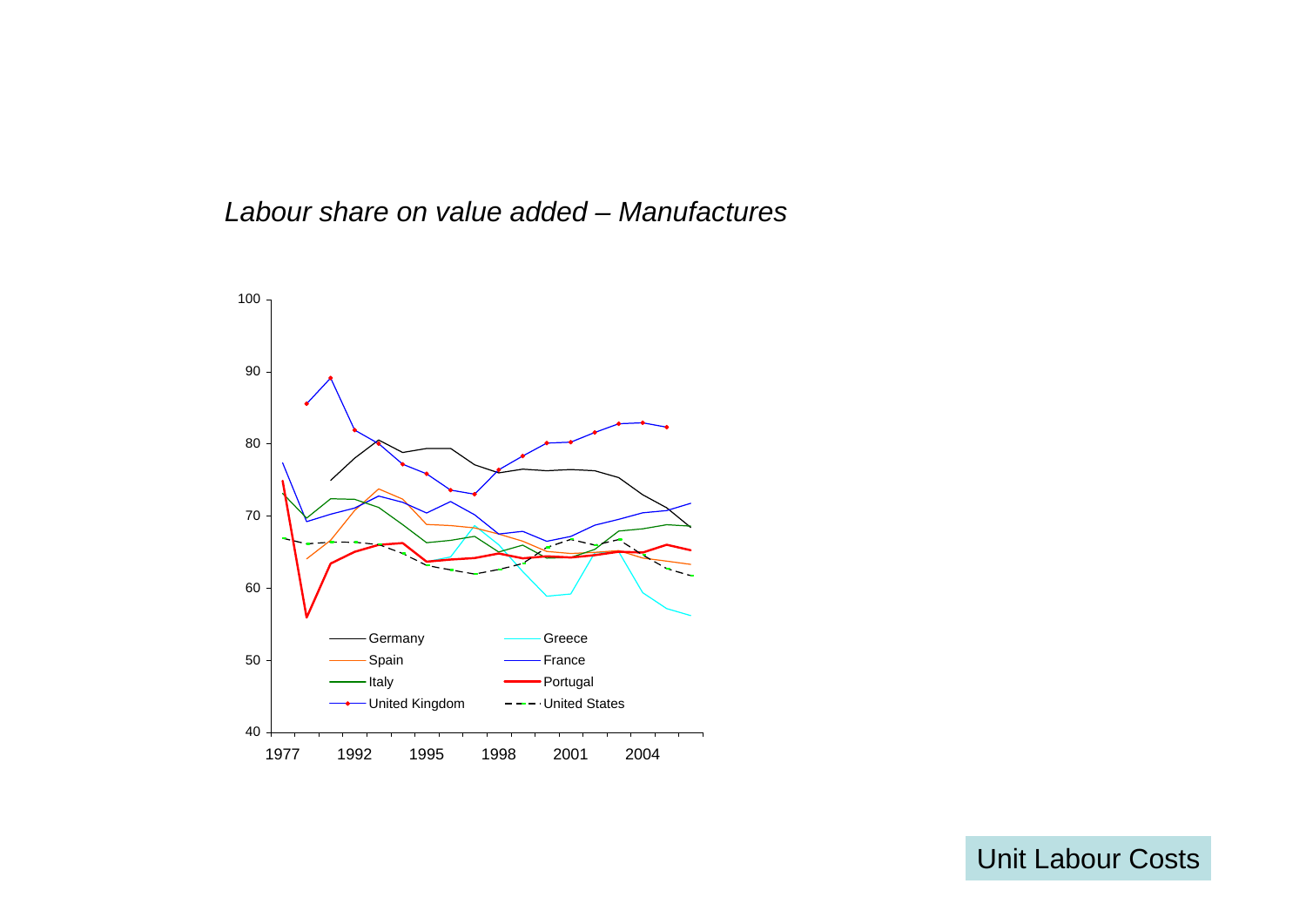*Labour share on value added – Manufactures*

100

90

80

70

60

50

40

1977 1992 1995 1998 2001 2004

Germany
Greece
Spain
France
Italy
Portugal
United Kingdom
United States

Unit Labour Costs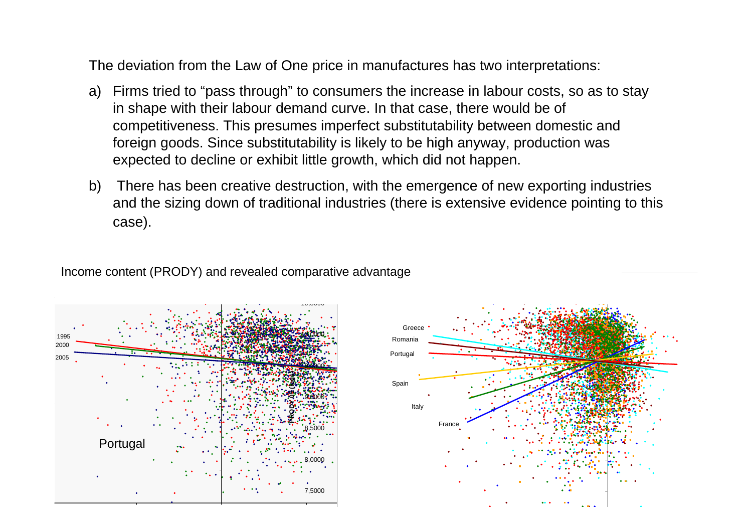The deviation from the Law of One price in manufactures has two interpretations:

a) Firms tried to "pass through" to consumers the increase in labour costs, so as to stay in shape with their labour demand curve. In that case, there would be of competitiveness. This presumes imperfect substitutability between domestic and foreign goods. Since substitutability is likely to be high anyway, production was expected to decline or exhibit little growth, which did not happen.

b) There has been creative destruction, with the emergence of new exporting industries and the sizing down of traditional industries (there is extensive evidence pointing to this case).

Income content (PRODY) and revealed comparative advantage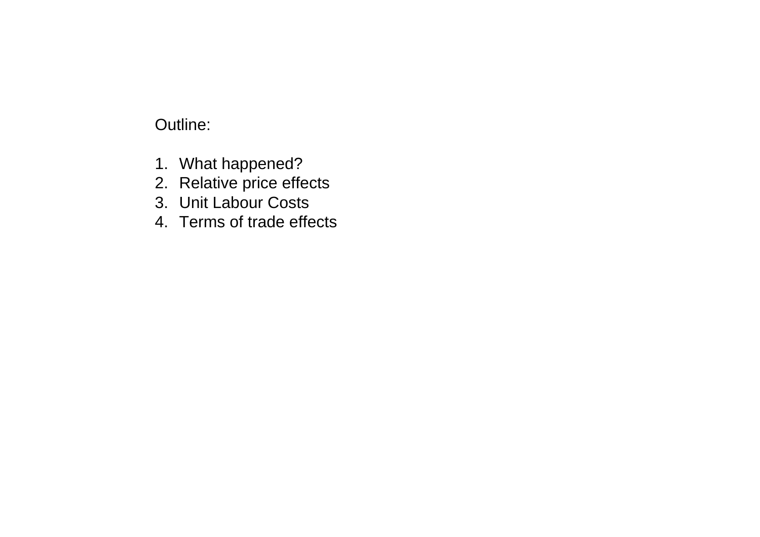Outline:

1. What happened?
2. Relative price effects
3. Unit Labour Costs
4. Terms of trade effects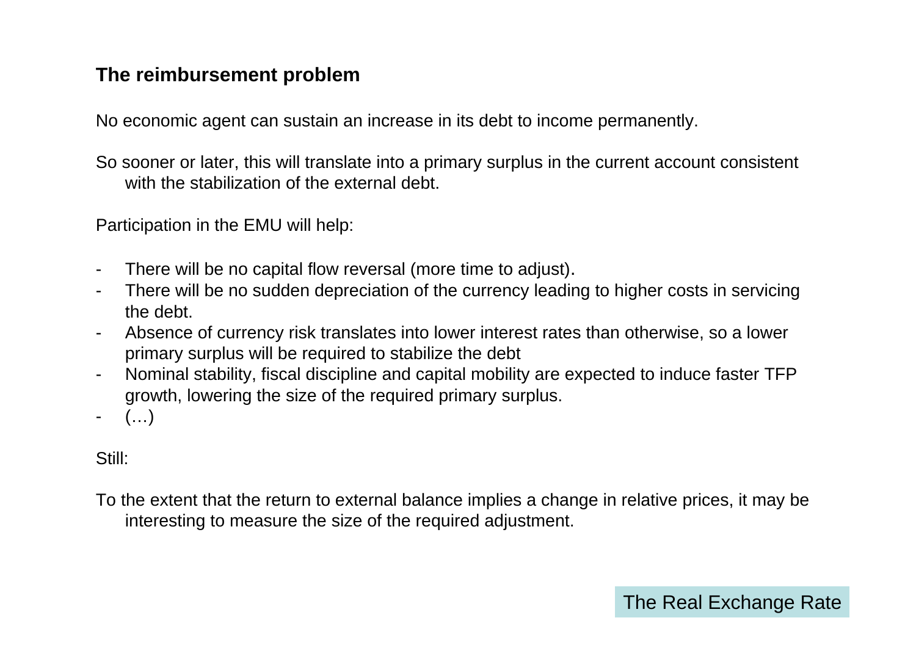## The reimbursement problem

No economic agent can sustain an increase in its debt to income permanently.

So sooner or later, this will translate into a primary surplus in the current account consistent with the stabilization of the external debt.

Participation in the EMU will help:

- There will be no capital flow reversal (more time to adjust).
- There will be no sudden depreciation of the currency leading to higher costs in servicing the debt.
- Absence of currency risk translates into lower interest rates than otherwise, so a lower primary surplus will be required to stabilize the debt
- Nominal stability, fiscal discipline and capital mobility are expected to induce faster TFP growth, lowering the size of the required primary surplus.
- (…)

Still:

To the extent that the return to external balance implies a change in relative prices, it may be interesting to measure the size of the required adjustment.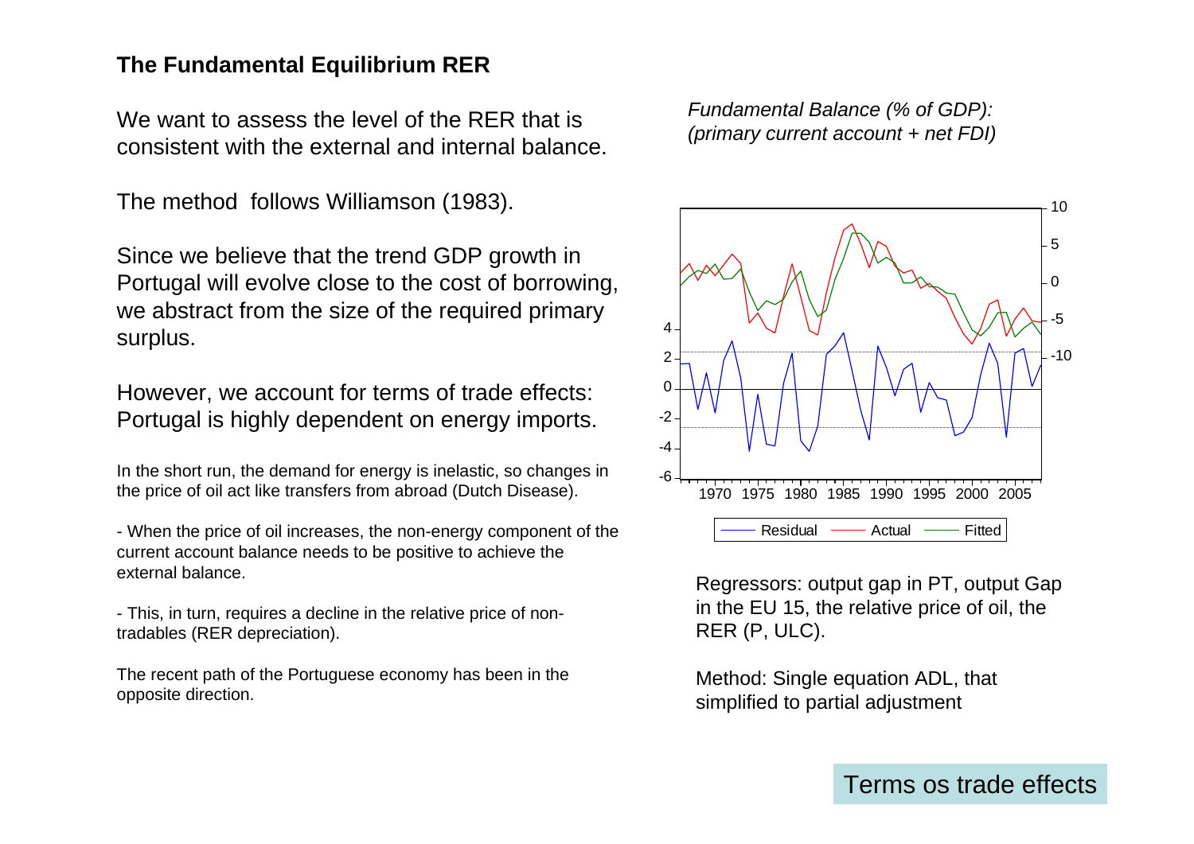## The Fundamental Equilibrium RER

We want to assess the level of the RER that is consistent with the external and internal balance.

The method follows Williamson (1983).

Since we believe that the trend GDP growth in Portugal will evolve close to the cost of borrowing, we abstract from the size of the required primary surplus.

However, we account for terms of trade effects: Portugal is highly dependent on energy imports.

In the short run, the demand for energy is inelastic, so changes in the price of oil act like transfers from abroad (Dutch Disease).

- When the price of oil increases, the non-energy component of the current account balance needs to be positive to achieve the external balance.

- This, in turn, requires a decline in the relative price of non-tradables (RER depreciation).

The recent path of the Portuguese economy has been in the opposite direction.

*Fundamental Balance (% of GDP): (primary current account + net FDI)*

Residual — Actual — Fitted

Regressors: output gap in PT, output Gap in the EU 15, the relative price of oil, the RER (P, ULC).

Method: Single equation ADL, that simplified to partial adjustment

Terms os trade effects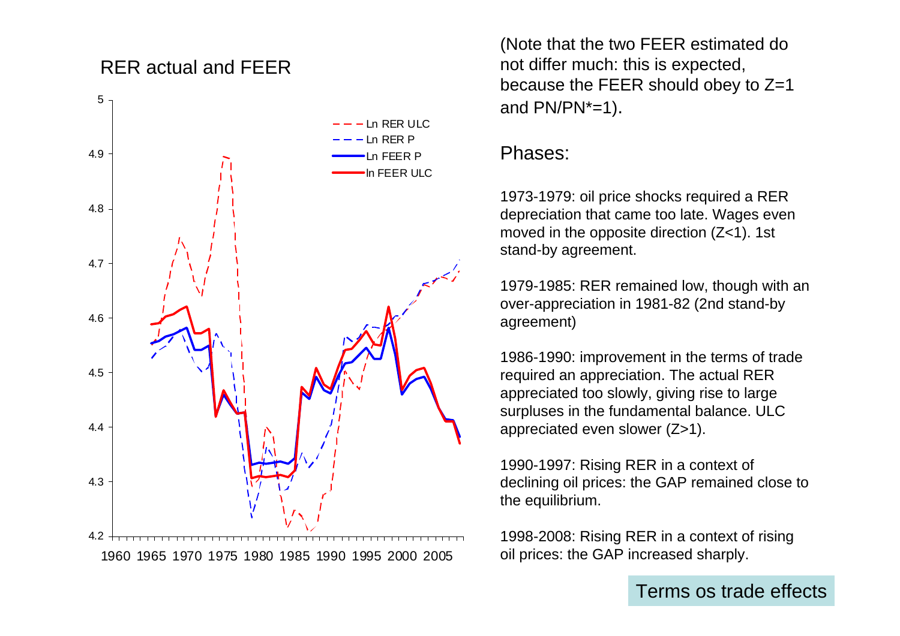## RER actual and FEER

(Note that the two FEER estimated do not differ much: this is expected, because the FEER should obey to Z=1 and PN/PN*=1).

### Phases:

1973-1979: oil price shocks required a RER depreciation that came too late. Wages even moved in the opposite direction (Z<1). 1st stand-by agreement.

1979-1985: RER remained low, though with an over-appreciation in 1981-82 (2nd stand-by agreement)

1986-1990: improvement in the terms of trade required an appreciation. The actual RER appreciated too slowly, giving rise to large surpluses in the fundamental balance. ULC appreciated even slower (Z>1).

1990-1997: Rising RER in a context of declining oil prices: the GAP remained close to the equilibrium.

1998-2008: Rising RER in a context of rising oil prices: the GAP increased sharply.

Terms os trade effects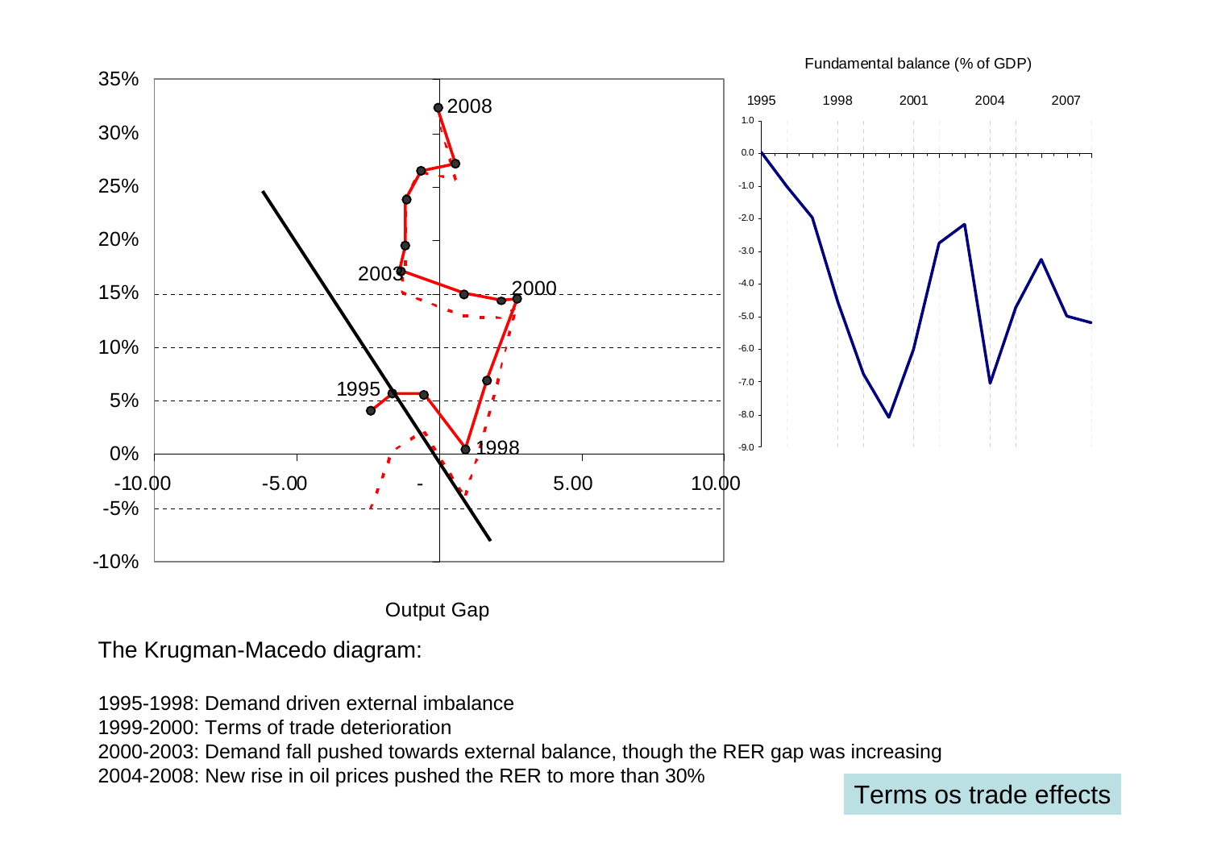Fundamental balance (% of GDP)

Output Gap

The Krugman-Macedo diagram:

1995-1998: Demand driven external imbalance
1999-2000: Terms of trade deterioration
2000-2003: Demand fall pushed towards external balance, though the RER gap was increasing
2004-2008: New rise in oil prices pushed the RER to more than 30%

Terms os trade effects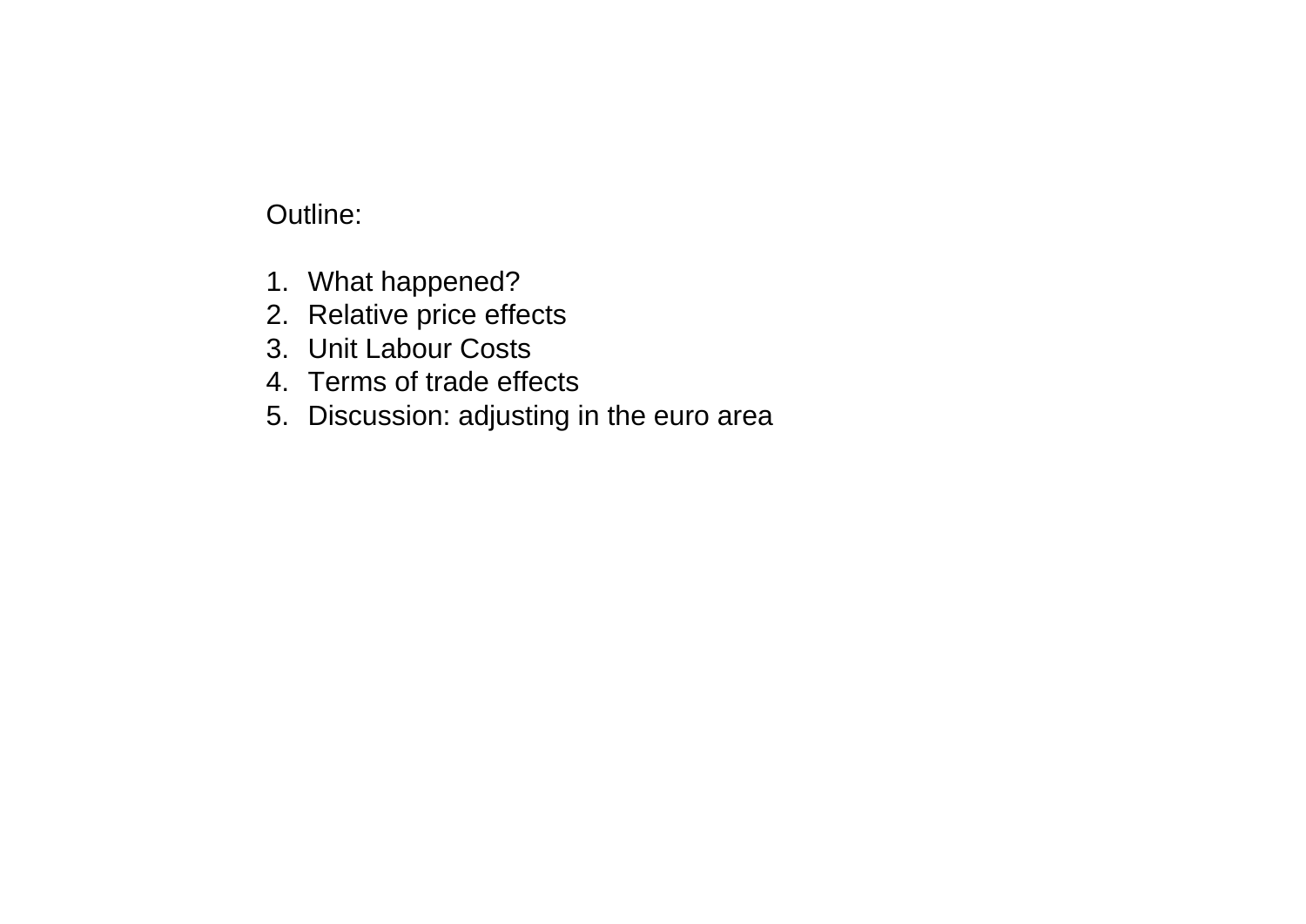Outline:

1. What happened?
2. Relative price effects
3. Unit Labour Costs
4. Terms of trade effects
5. Discussion: adjusting in the euro area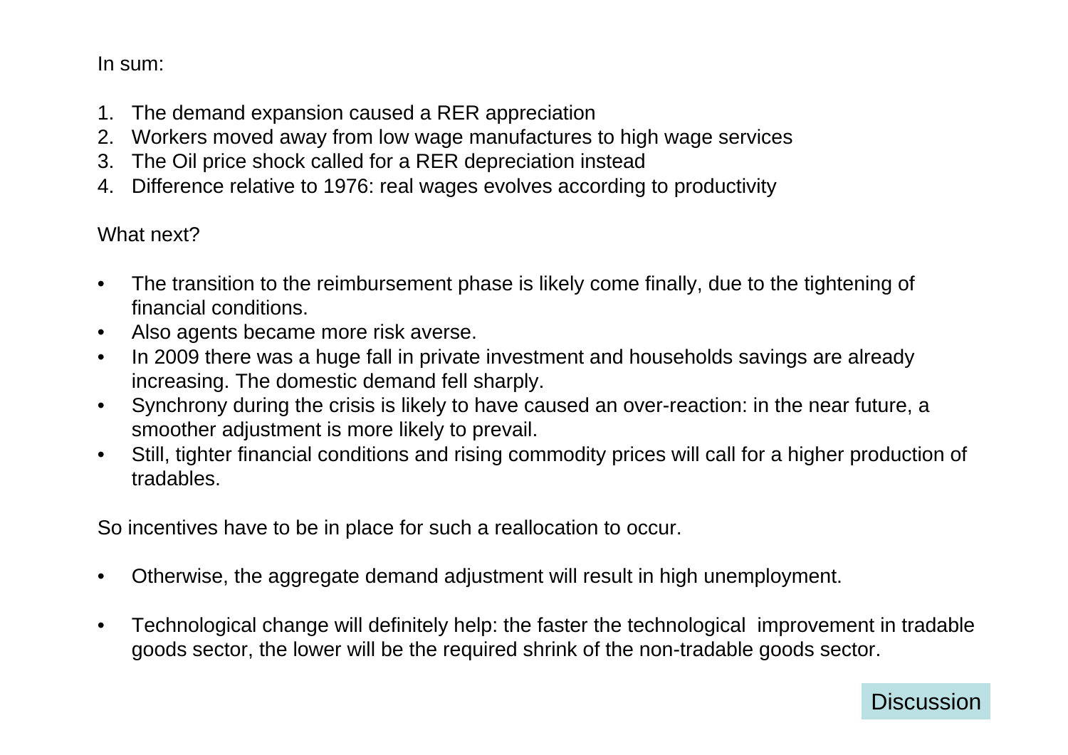In sum:

1. The demand expansion caused a RER appreciation
2. Workers moved away from low wage manufactures to high wage services
3. The Oil price shock called for a RER depreciation instead
4. Difference relative to 1976: real wages evolves according to productivity

What next?

- The transition to the reimbursement phase is likely come finally, due to the tightening of financial conditions.
- Also agents became more risk averse.
- In 2009 there was a huge fall in private investment and households savings are already increasing. The domestic demand fell sharply.
- Synchrony during the crisis is likely to have caused an over-reaction: in the near future, a smoother adjustment is more likely to prevail.
- Still, tighter financial conditions and rising commodity prices will call for a higher production of tradables.

So incentives have to be in place for such a reallocation to occur.

- Otherwise, the aggregate demand adjustment will result in high unemployment.

- Technological change will definitely help: the faster the technological improvement in tradable goods sector, the lower will be the required shrink of the non-tradable goods sector.

Discussion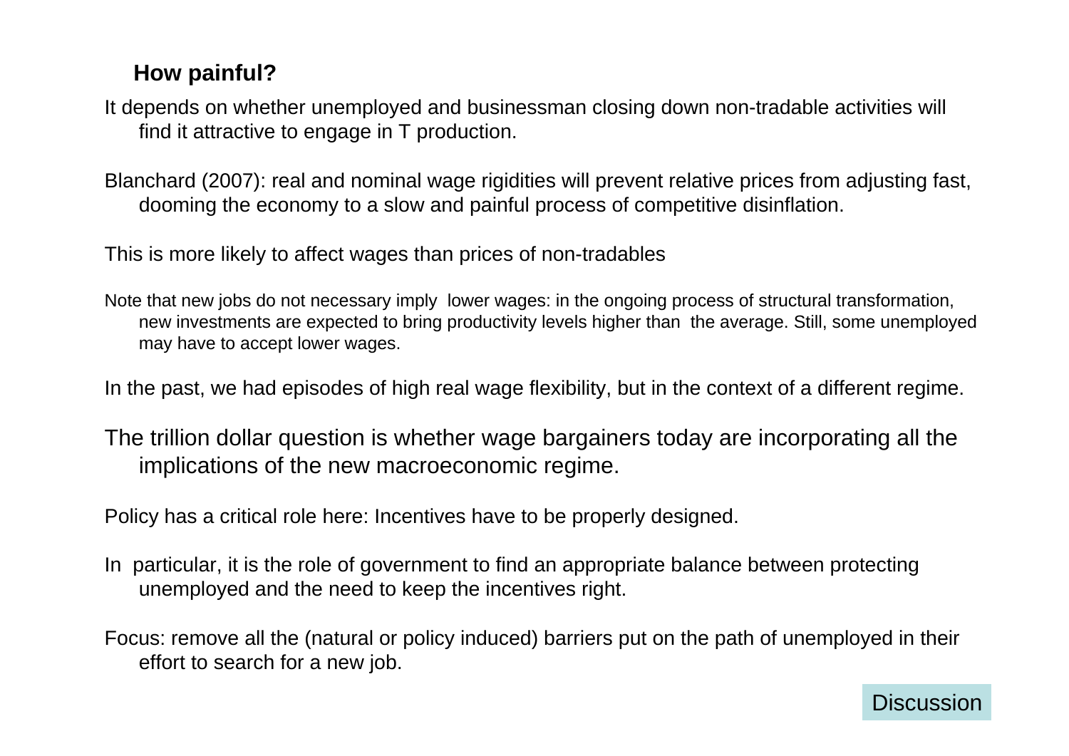## How painful?

It depends on whether unemployed and businessman closing down non-tradable activities will find it attractive to engage in T production.

Blanchard (2007): real and nominal wage rigidities will prevent relative prices from adjusting fast, dooming the economy to a slow and painful process of competitive disinflation.

This is more likely to affect wages than prices of non-tradables

Note that new jobs do not necessary imply lower wages: in the ongoing process of structural transformation, new investments are expected to bring productivity levels higher than the average. Still, some unemployed may have to accept lower wages.

In the past, we had episodes of high real wage flexibility, but in the context of a different regime.

The trillion dollar question is whether wage bargainers today are incorporating all the implications of the new macroeconomic regime.

Policy has a critical role here: Incentives have to be properly designed.

In particular, it is the role of government to find an appropriate balance between protecting unemployed and the need to keep the incentives right.

Focus: remove all the (natural or policy induced) barriers put on the path of unemployed in their effort to search for a new job.

Discussion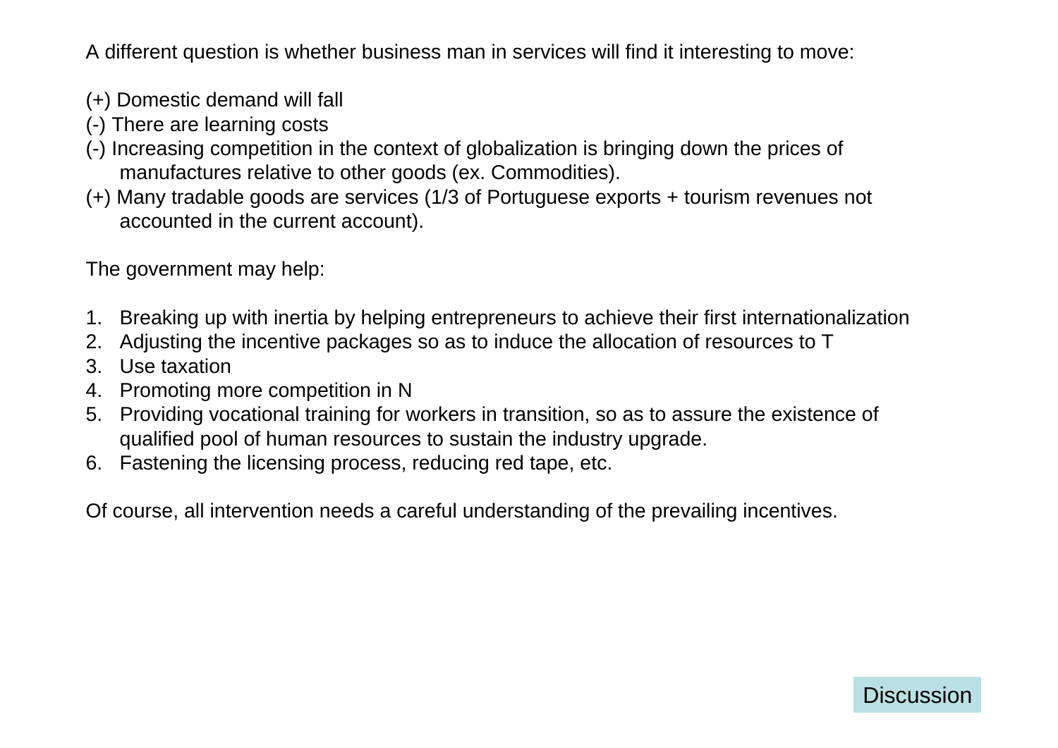A different question is whether business man in services will find it interesting to move:

(+) Domestic demand will fall
(-) There are learning costs
(-) Increasing competition in the context of globalization is bringing down the prices of manufactures relative to other goods (ex. Commodities).
(+) Many tradable goods are services (1/3 of Portuguese exports + tourism revenues not accounted in the current account).

The government may help:

1. Breaking up with inertia by helping entrepreneurs to achieve their first internationalization
2. Adjusting the incentive packages so as to induce the allocation of resources to T
3. Use taxation
4. Promoting more competition in N
5. Providing vocational training for workers in transition, so as to assure the existence of qualified pool of human resources to sustain the industry upgrade.
6. Fastening the licensing process, reducing red tape, etc.

Of course, all intervention needs a careful understanding of the prevailing incentives.

Discussion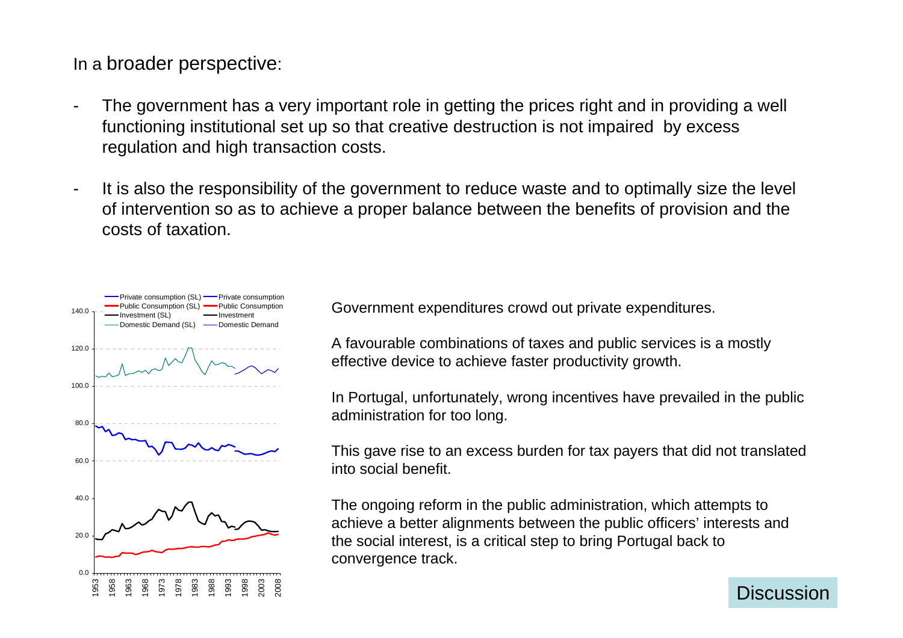In a broader perspective:

- The government has a very important role in getting the prices right and in providing a well functioning institutional set up so that creative destruction is not impaired by excess regulation and high transaction costs.
- It is also the responsibility of the government to reduce waste and to optimally size the level of intervention so as to achieve a proper balance between the benefits of provision and the costs of taxation.

Government expenditures crowd out private expenditures.

A favourable combinations of taxes and public services is a mostly effective device to achieve faster productivity growth.

In Portugal, unfortunately, wrong incentives have prevailed in the public administration for too long.

This gave rise to an excess burden for tax payers that did not translated into social benefit.

The ongoing reform in the public administration, which attempts to achieve a better alignments between the public officers' interests and the social interest, is a critical step to bring Portugal back to convergence track.

Discussion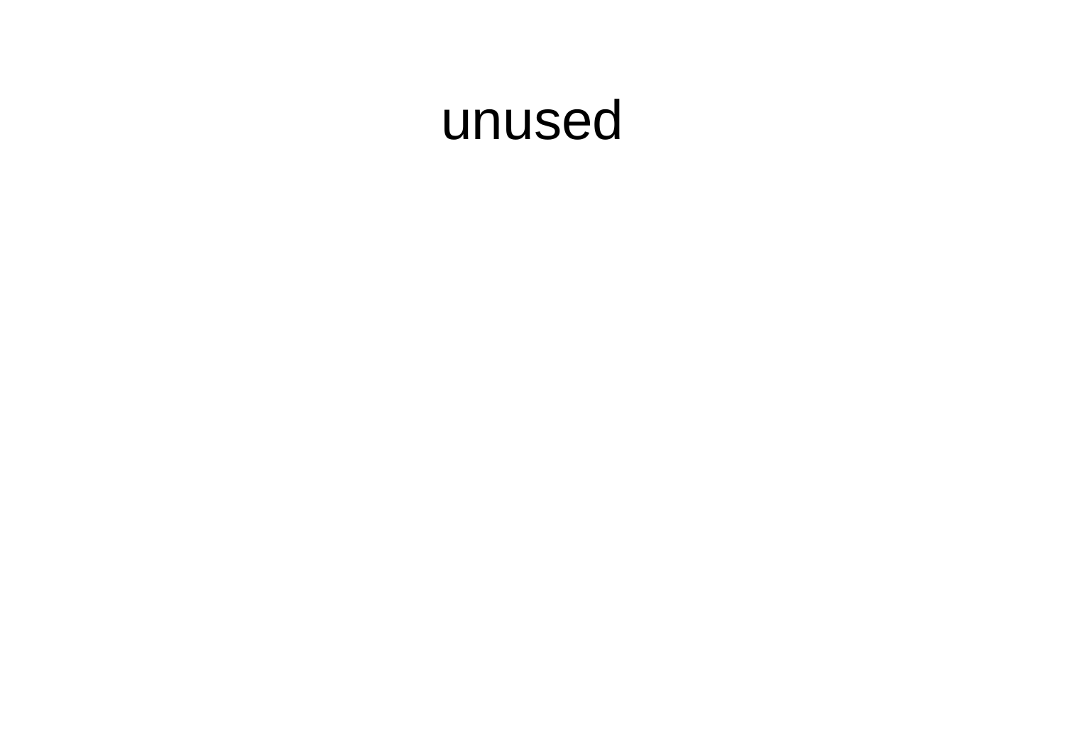unused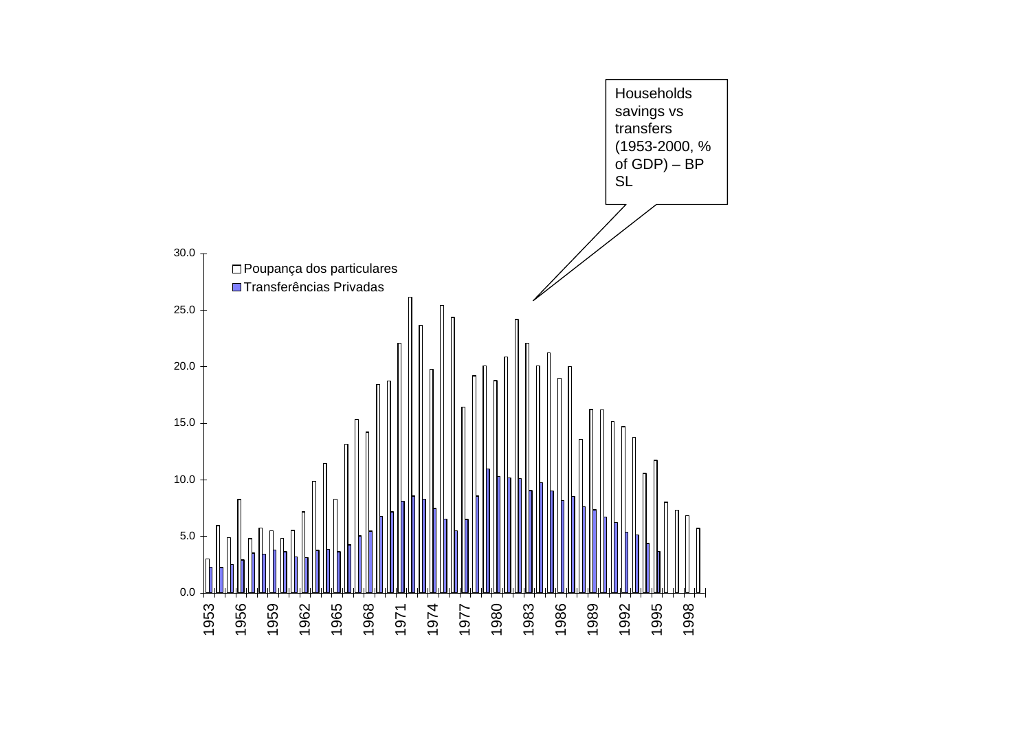Households savings vs transfers (1953-2000, % of GDP) – BP SL

30.0
25.0
20.0
15.0
10.0
5.0
0.0

Poupança dos particulares
Transferências Privadas

1953
1956
1959
1962
1965
1968
1971
1974
1977
1980
1983
1986
1989
1992
1995
1998